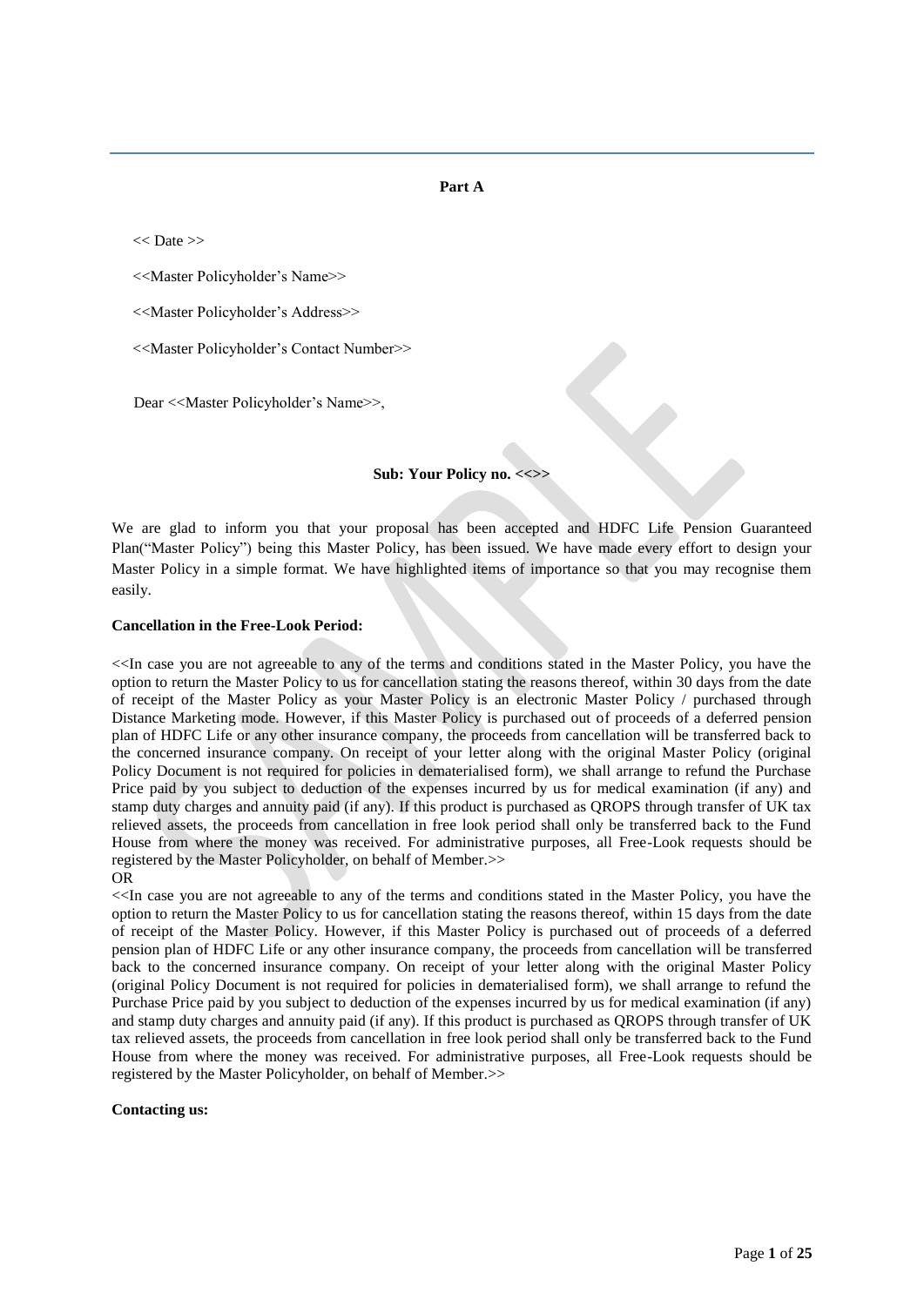**Part A**

<< Date >>

<<Master Policyholder's Name>>

<<Master Policyholder's Address>>

<<Master Policyholder's Contact Number>>

Dear <<Master Policyholder's Name>>,

**Sub: Your Policy no. <<>>**

We are glad to inform you that your proposal has been accepted and HDFC Life Pension Guaranteed Plan("Master Policy") being this Master Policy, has been issued. We have made every effort to design your Master Policy in a simple format. We have highlighted items of importance so that you may recognise them easily.

**Cancellation in the Free-Look Period:**

<<In case you are not agreeable to any of the terms and conditions stated in the Master Policy, you have the option to return the Master Policy to us for cancellation stating the reasons thereof, within 30 days from the date of receipt of the Master Policy as your Master Policy is an electronic Master Policy / purchased through Distance Marketing mode. However, if this Master Policy is purchased out of proceeds of a deferred pension plan of HDFC Life or any other insurance company, the proceeds from cancellation will be transferred back to the concerned insurance company. On receipt of your letter along with the original Master Policy (original Policy Document is not required for policies in dematerialised form), we shall arrange to refund the Purchase Price paid by you subject to deduction of the expenses incurred by us for medical examination (if any) and stamp duty charges and annuity paid (if any). If this product is purchased as QROPS through transfer of UK tax relieved assets, the proceeds from cancellation in free look period shall only be transferred back to the Fund House from where the money was received. For administrative purposes, all Free-Look requests should be registered by the Master Policyholder, on behalf of Member.>>

OR

<<In case you are not agreeable to any of the terms and conditions stated in the Master Policy, you have the option to return the Master Policy to us for cancellation stating the reasons thereof, within 15 days from the date of receipt of the Master Policy. However, if this Master Policy is purchased out of proceeds of a deferred pension plan of HDFC Life or any other insurance company, the proceeds from cancellation will be transferred back to the concerned insurance company. On receipt of your letter along with the original Master Policy (original Policy Document is not required for policies in dematerialised form), we shall arrange to refund the Purchase Price paid by you subject to deduction of the expenses incurred by us for medical examination (if any) and stamp duty charges and annuity paid (if any). If this product is purchased as QROPS through transfer of UK tax relieved assets, the proceeds from cancellation in free look period shall only be transferred back to the Fund House from where the money was received. For administrative purposes, all Free-Look requests should be registered by the Master Policyholder, on behalf of Member.>>

**Contacting us:**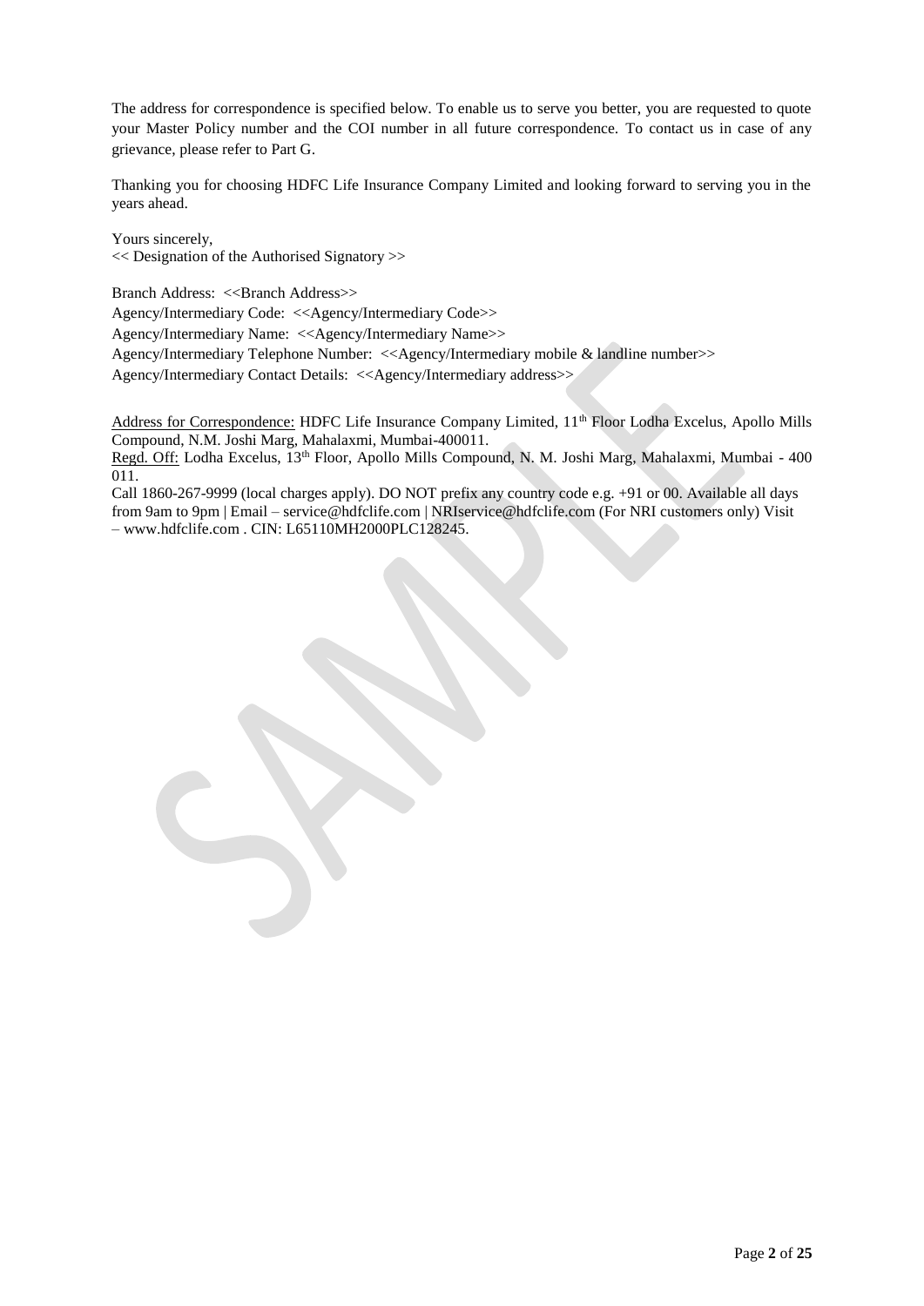The address for correspondence is specified below. To enable us to serve you better, you are requested to quote your Master Policy number and the COI number in all future correspondence. To contact us in case of any grievance, please refer to Part G.

Thanking you for choosing HDFC Life Insurance Company Limited and looking forward to serving you in the years ahead.

Yours sincerely,
<< Designation of the Authorised Signatory >>

Branch Address: <<Branch Address>>
Agency/Intermediary Code: <<Agency/Intermediary Code>>
Agency/Intermediary Name: <<Agency/Intermediary Name>>
Agency/Intermediary Telephone Number: <<Agency/Intermediary mobile & landline number>>
Agency/Intermediary Contact Details: <<Agency/Intermediary address>>

Address for Correspondence: HDFC Life Insurance Company Limited, 11th Floor Lodha Excelus, Apollo Mills Compound, N.M. Joshi Marg, Mahalaxmi, Mumbai-400011.
Regd. Off: Lodha Excelus, 13th Floor, Apollo Mills Compound, N. M. Joshi Marg, Mahalaxmi, Mumbai - 400 011.
Call 1860-267-9999 (local charges apply). DO NOT prefix any country code e.g. +91 or 00. Available all days from 9am to 9pm | Email – service@hdfclife.com | NRIservice@hdfclife.com (For NRI customers only) Visit – www.hdfclife.com . CIN: L65110MH2000PLC128245.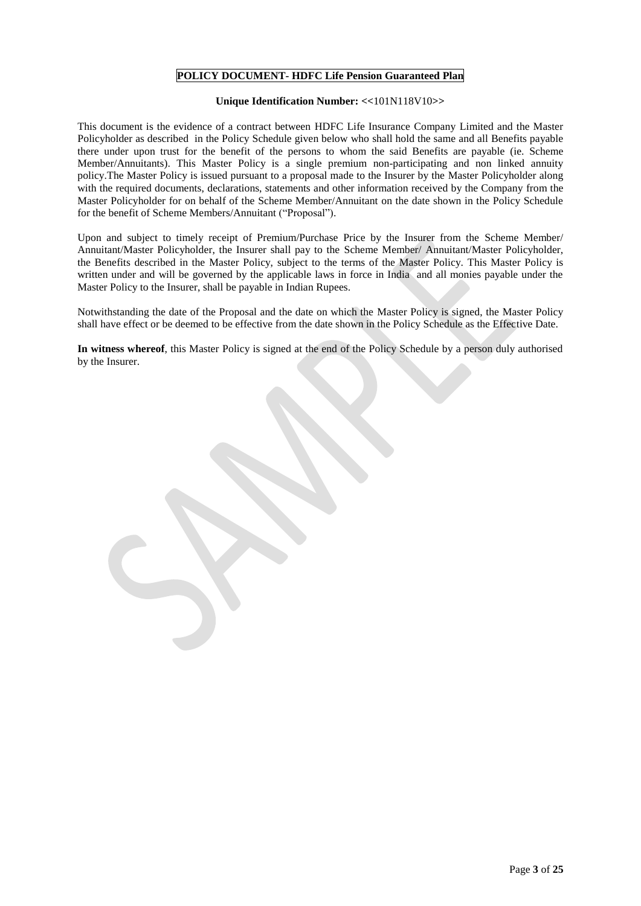# POLICY DOCUMENT- HDFC Life Pension Guaranteed Plan

**Unique Identification Number: <<**101N118V10**>>**

This document is the evidence of a contract between HDFC Life Insurance Company Limited and the Master Policyholder as described in the Policy Schedule given below who shall hold the same and all Benefits payable there under upon trust for the benefit of the persons to whom the said Benefits are payable (ie. Scheme Member/Annuitants). This Master Policy is a single premium non-participating and non linked annuity policy.The Master Policy is issued pursuant to a proposal made to the Insurer by the Master Policyholder along with the required documents, declarations, statements and other information received by the Company from the Master Policyholder for on behalf of the Scheme Member/Annuitant on the date shown in the Policy Schedule for the benefit of Scheme Members/Annuitant ("Proposal").

Upon and subject to timely receipt of Premium/Purchase Price by the Insurer from the Scheme Member/ Annuitant/Master Policyholder, the Insurer shall pay to the Scheme Member/ Annuitant/Master Policyholder, the Benefits described in the Master Policy, subject to the terms of the Master Policy. This Master Policy is written under and will be governed by the applicable laws in force in India and all monies payable under the Master Policy to the Insurer, shall be payable in Indian Rupees.

Notwithstanding the date of the Proposal and the date on which the Master Policy is signed, the Master Policy shall have effect or be deemed to be effective from the date shown in the Policy Schedule as the Effective Date.

**In witness whereof**, this Master Policy is signed at the end of the Policy Schedule by a person duly authorised by the Insurer.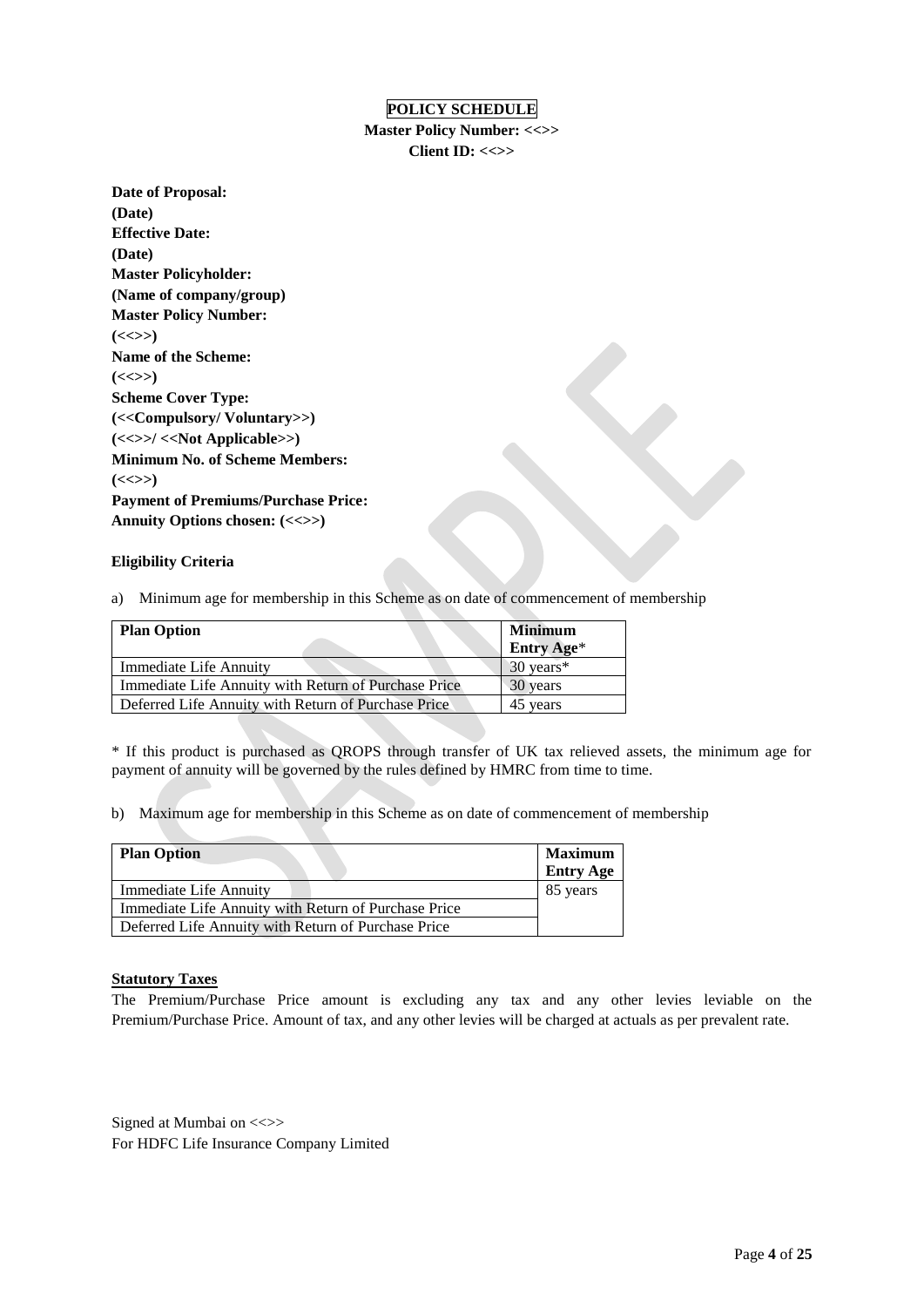**POLICY SCHEDULE**

**Master Policy Number: <<>>**

**Client ID: <<>>**

**Date of Proposal:**
**(Date)**
**Effective Date:**
**(Date)**
**Master Policyholder:**
**(Name of company/group)**
**Master Policy Number:**
**(<<>>)**
**Name of the Scheme:**
**(<<>>)**
**Scheme Cover Type:**
**(<<Compulsory/ Voluntary>>)**
**(<<>>/ <<Not Applicable>>)**
**Minimum No. of Scheme Members:**
**(<<>>)**
**Payment of Premiums/Purchase Price:**
**Annuity Options chosen: (<<>>)**

**Eligibility Criteria**

a) Minimum age for membership in this Scheme as on date of commencement of membership

| **Plan Option** | **Minimum Entry Age*** |
|---|---|
| Immediate Life Annuity | 30 years* |
| Immediate Life Annuity with Return of Purchase Price | 30 years |
| Deferred Life Annuity with Return of Purchase Price | 45 years |

* If this product is purchased as QROPS through transfer of UK tax relieved assets, the minimum age for payment of annuity will be governed by the rules defined by HMRC from time to time.

b) Maximum age for membership in this Scheme as on date of commencement of membership

| **Plan Option** | **Maximum Entry Age** |
|---|---|
| Immediate Life Annuity | 85 years |
| Immediate Life Annuity with Return of Purchase Price | |
| Deferred Life Annuity with Return of Purchase Price | |

**Statutory Taxes**

The Premium/Purchase Price amount is excluding any tax and any other levies leviable on the Premium/Purchase Price. Amount of tax, and any other levies will be charged at actuals as per prevalent rate.

Signed at Mumbai on <<>>
For HDFC Life Insurance Company Limited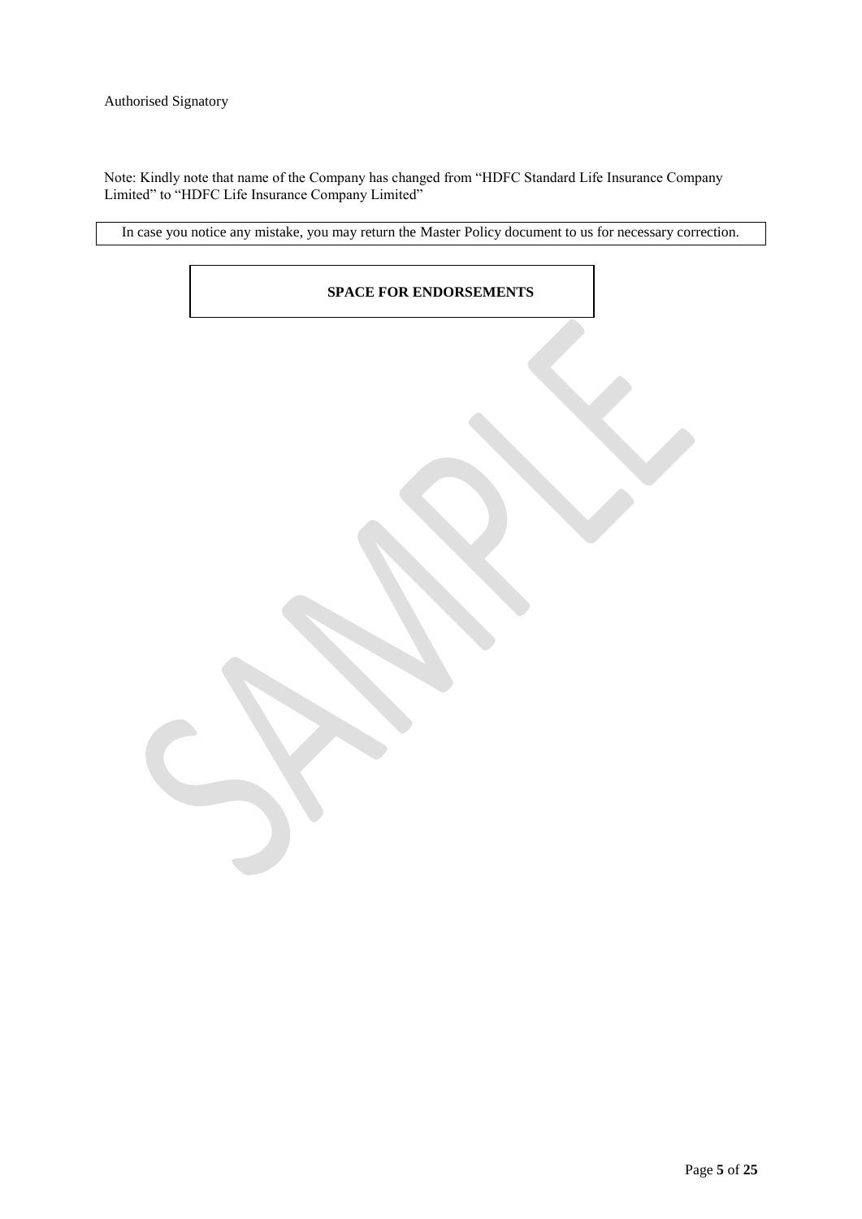Authorised Signatory

Note: Kindly note that name of the Company has changed from “HDFC Standard Life Insurance Company Limited” to “HDFC Life Insurance Company Limited”

In case you notice any mistake, you may return the Master Policy document to us for necessary correction.

**SPACE FOR ENDORSEMENTS**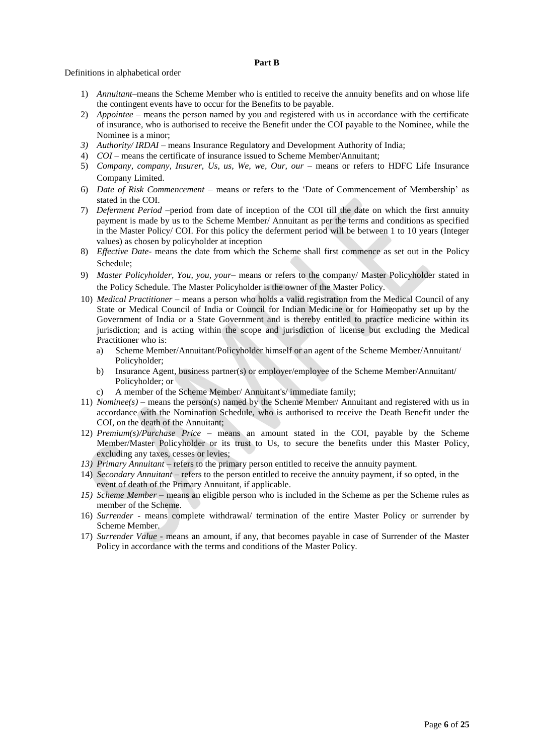**Part B**

Definitions in alphabetical order

1) *Annuitant*–means the Scheme Member who is entitled to receive the annuity benefits and on whose life the contingent events have to occur for the Benefits to be payable.
2) *Appointee* – means the person named by you and registered with us in accordance with the certificate of insurance, who is authorised to receive the Benefit under the COI payable to the Nominee, while the Nominee is a minor;
3) *Authority/ IRDAI* – means Insurance Regulatory and Development Authority of India;
4) *COI* – means the certificate of insurance issued to Scheme Member/Annuitant;
5) *Company, company, Insurer, Us, us, We, we, Our, our* – means or refers to HDFC Life Insurance Company Limited.
6) *Date of Risk Commencement* – means or refers to the 'Date of Commencement of Membership' as stated in the COI.
7) *Deferment Period* –period from date of inception of the COI till the date on which the first annuity payment is made by us to the Scheme Member/ Annuitant as per the terms and conditions as specified in the Master Policy/ COI. For this policy the deferment period will be between 1 to 10 years (Integer values) as chosen by policyholder at inception
8) *Effective Date*- means the date from which the Scheme shall first commence as set out in the Policy Schedule;
9) *Master Policyholder, You, you, your*– means or refers to the company/ Master Policyholder stated in the Policy Schedule. The Master Policyholder is the owner of the Master Policy.
10) *Medical Practitioner* – means a person who holds a valid registration from the Medical Council of any State or Medical Council of India or Council for Indian Medicine or for Homeopathy set up by the Government of India or a State Government and is thereby entitled to practice medicine within its jurisdiction; and is acting within the scope and jurisdiction of license but excluding the Medical Practitioner who is:
    a) Scheme Member/Annuitant/Policyholder himself or an agent of the Scheme Member/Annuitant/ Policyholder;
    b) Insurance Agent, business partner(s) or employer/employee of the Scheme Member/Annuitant/ Policyholder; or
    c) A member of the Scheme Member/ Annuitant's/ immediate family;
11) *Nominee(s)* – means the person(s) named by the Scheme Member/ Annuitant and registered with us in accordance with the Nomination Schedule, who is authorised to receive the Death Benefit under the COI, on the death of the Annuitant;
12) *Premium(s)/Purchase Price* – means an amount stated in the COI, payable by the Scheme Member/Master Policyholder or its trust to Us, to secure the benefits under this Master Policy, excluding any taxes, cesses or levies;
13) *Primary Annuitant* – refers to the primary person entitled to receive the annuity payment.
14) *Secondary Annuitant* – refers to the person entitled to receive the annuity payment, if so opted, in the event of death of the Primary Annuitant, if applicable.
15) *Scheme Member* – means an eligible person who is included in the Scheme as per the Scheme rules as member of the Scheme.
16) *Surrender* - means complete withdrawal/ termination of the entire Master Policy or surrender by Scheme Member.
17) *Surrender Value* - means an amount, if any, that becomes payable in case of Surrender of the Master Policy in accordance with the terms and conditions of the Master Policy.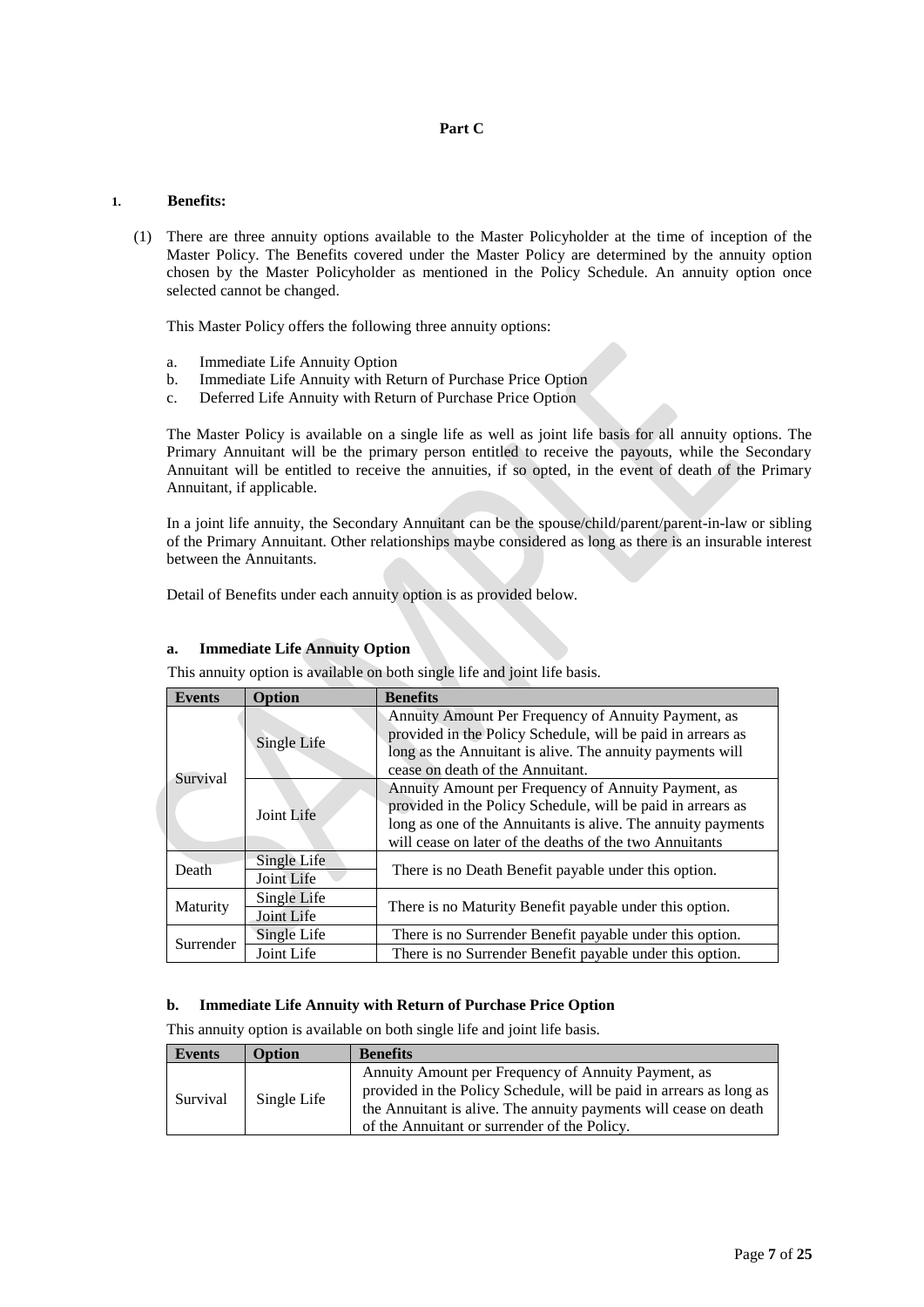**Part C**

**1. Benefits:**

(1) There are three annuity options available to the Master Policyholder at the time of inception of the Master Policy. The Benefits covered under the Master Policy are determined by the annuity option chosen by the Master Policyholder as mentioned in the Policy Schedule. An annuity option once selected cannot be changed.

This Master Policy offers the following three annuity options:

a. Immediate Life Annuity Option
b. Immediate Life Annuity with Return of Purchase Price Option
c. Deferred Life Annuity with Return of Purchase Price Option

The Master Policy is available on a single life as well as joint life basis for all annuity options. The Primary Annuitant will be the primary person entitled to receive the payouts, while the Secondary Annuitant will be entitled to receive the annuities, if so opted, in the event of death of the Primary Annuitant, if applicable.

In a joint life annuity, the Secondary Annuitant can be the spouse/child/parent/parent-in-law or sibling of the Primary Annuitant. Other relationships maybe considered as long as there is an insurable interest between the Annuitants.

Detail of Benefits under each annuity option is as provided below.

**a. Immediate Life Annuity Option**

This annuity option is available on both single life and joint life basis.

| Events | Option | Benefits |
|---|---|---|
| Survival | Single Life | Annuity Amount Per Frequency of Annuity Payment, as provided in the Policy Schedule, will be paid in arrears as long as the Annuitant is alive. The annuity payments will cease on death of the Annuitant. |
| | Joint Life | Annuity Amount per Frequency of Annuity Payment, as provided in the Policy Schedule, will be paid in arrears as long as one of the Annuitants is alive. The annuity payments will cease on later of the deaths of the two Annuitants |
| Death | Single Life | There is no Death Benefit payable under this option. |
| | Joint Life | |
| Maturity | Single Life | There is no Maturity Benefit payable under this option. |
| | Joint Life | |
| Surrender | Single Life | There is no Surrender Benefit payable under this option. |
| | Joint Life | There is no Surrender Benefit payable under this option. |

**b. Immediate Life Annuity with Return of Purchase Price Option**

This annuity option is available on both single life and joint life basis.

| Events | Option | Benefits |
|---|---|---|
| Survival | Single Life | Annuity Amount per Frequency of Annuity Payment, as provided in the Policy Schedule, will be paid in arrears as long as the Annuitant is alive. The annuity payments will cease on death of the Annuitant or surrender of the Policy. |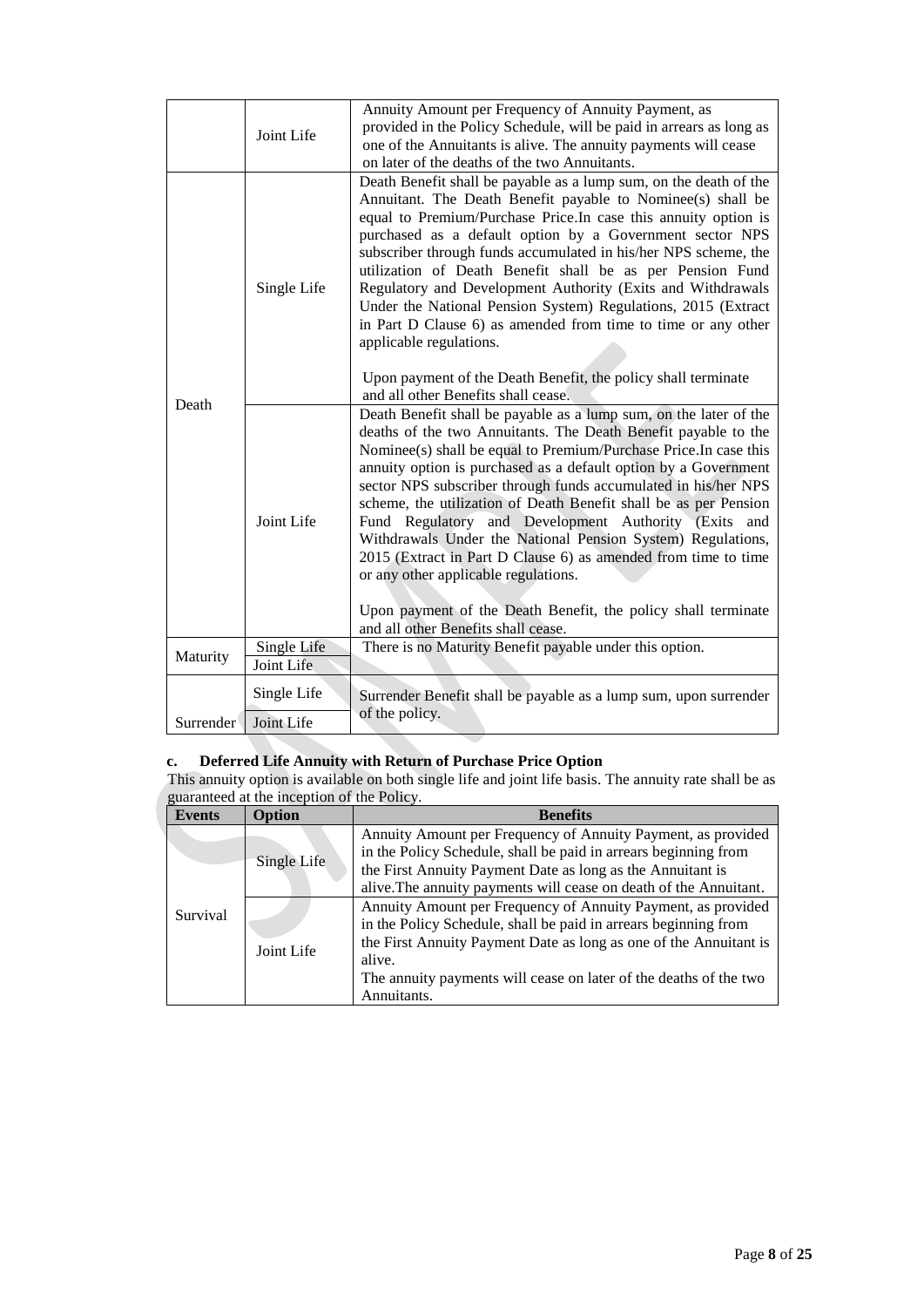| | Joint Life | Annuity Amount per Frequency of Annuity Payment, as provided in the Policy Schedule, will be paid in arrears as long as one of the Annuitants is alive. The annuity payments will cease on later of the deaths of the two Annuitants. |
|---|---|---|
| Death | Single Life | Death Benefit shall be payable as a lump sum, on the death of the Annuitant. The Death Benefit payable to Nominee(s) shall be equal to Premium/Purchase Price.In case this annuity option is purchased as a default option by a Government sector NPS subscriber through funds accumulated in his/her NPS scheme, the utilization of Death Benefit shall be as per Pension Fund Regulatory and Development Authority (Exits and Withdrawals Under the National Pension System) Regulations, 2015 (Extract in Part D Clause 6) as amended from time to time or any other applicable regulations.<br><br>Upon payment of the Death Benefit, the policy shall terminate and all other Benefits shall cease. |
| | Joint Life | Death Benefit shall be payable as a lump sum, on the later of the deaths of the two Annuitants. The Death Benefit payable to the Nominee(s) shall be equal to Premium/Purchase Price.In case this annuity option is purchased as a default option by a Government sector NPS subscriber through funds accumulated in his/her NPS scheme, the utilization of Death Benefit shall be as per Pension Fund Regulatory and Development Authority (Exits and Withdrawals Under the National Pension System) Regulations, 2015 (Extract in Part D Clause 6) as amended from time to time or any other applicable regulations.<br><br>Upon payment of the Death Benefit, the policy shall terminate and all other Benefits shall cease. |
| Maturity | Single Life | There is no Maturity Benefit payable under this option. |
| | Joint Life | |
| Surrender | Single Life | Surrender Benefit shall be payable as a lump sum, upon surrender of the policy. |
| | Joint Life | |

**c. Deferred Life Annuity with Return of Purchase Price Option**

This annuity option is available on both single life and joint life basis. The annuity rate shall be as guaranteed at the inception of the Policy.

| Events | Option | Benefits |
|---|---|---|
| Survival | Single Life | Annuity Amount per Frequency of Annuity Payment, as provided in the Policy Schedule, shall be paid in arrears beginning from the First Annuity Payment Date as long as the Annuitant is alive.The annuity payments will cease on death of the Annuitant. |
| | Joint Life | Annuity Amount per Frequency of Annuity Payment, as provided in the Policy Schedule, shall be paid in arrears beginning from the First Annuity Payment Date as long as one of the Annuitant is alive.<br>The annuity payments will cease on later of the deaths of the two Annuitants. |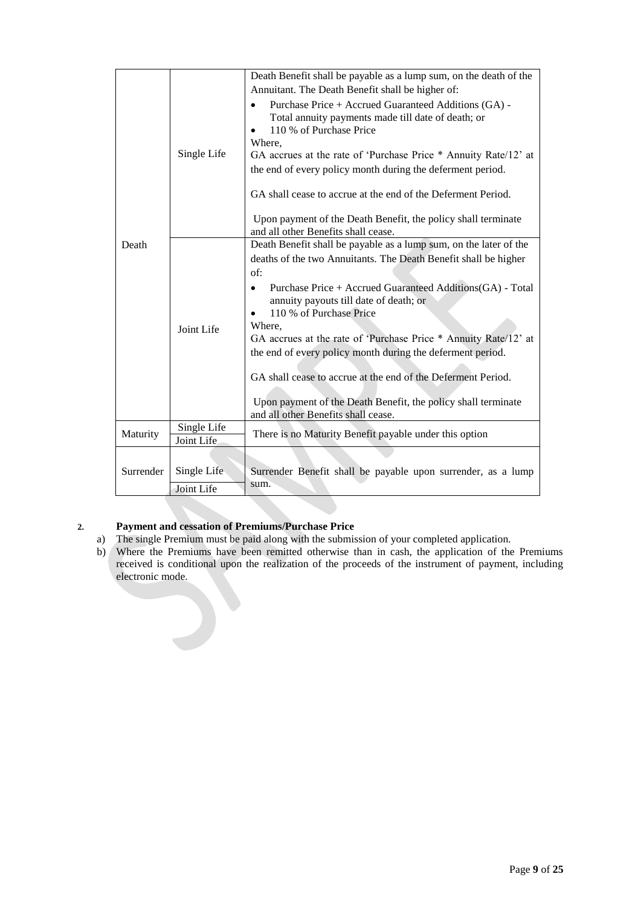| | | |
|---|---|---|
| Death | Single Life | Death Benefit shall be payable as a lump sum, on the death of the Annuitant. The Death Benefit shall be higher of:<br>• Purchase Price + Accrued Guaranteed Additions (GA) - Total annuity payments made till date of death; or<br>• 110 % of Purchase Price<br>Where,<br>GA accrues at the rate of 'Purchase Price * Annuity Rate/12' at the end of every policy month during the deferment period.<br><br>GA shall cease to accrue at the end of the Deferment Period.<br><br>Upon payment of the Death Benefit, the policy shall terminate and all other Benefits shall cease. |
| | Joint Life | Death Benefit shall be payable as a lump sum, on the later of the deaths of the two Annuitants. The Death Benefit shall be higher of:<br>• Purchase Price + Accrued Guaranteed Additions(GA) - Total annuity payouts till date of death; or<br>• 110 % of Purchase Price<br>Where,<br>GA accrues at the rate of 'Purchase Price * Annuity Rate/12' at the end of every policy month during the deferment period.<br><br>GA shall cease to accrue at the end of the Deferment Period.<br><br>Upon payment of the Death Benefit, the policy shall terminate and all other Benefits shall cease. |
| Maturity | Single Life | There is no Maturity Benefit payable under this option |
| | Joint Life | |
| Surrender | Single Life | Surrender Benefit shall be payable upon surrender, as a lump sum. |
| | Joint Life | |

**2. Payment and cessation of Premiums/Purchase Price**

a) The single Premium must be paid along with the submission of your completed application.

b) Where the Premiums have been remitted otherwise than in cash, the application of the Premiums received is conditional upon the realization of the proceeds of the instrument of payment, including electronic mode.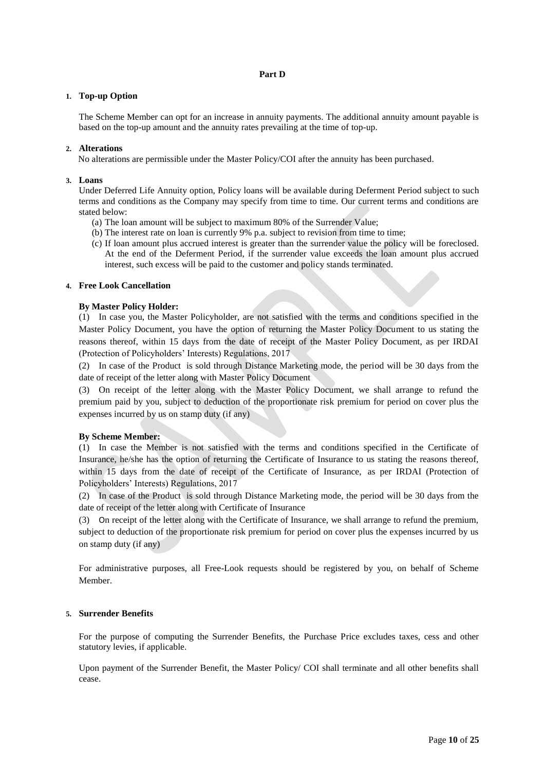## Part D

### 1. Top-up Option

The Scheme Member can opt for an increase in annuity payments. The additional annuity amount payable is based on the top-up amount and the annuity rates prevailing at the time of top-up.

### 2. Alterations

No alterations are permissible under the Master Policy/COI after the annuity has been purchased.

### 3. Loans

Under Deferred Life Annuity option, Policy loans will be available during Deferment Period subject to such terms and conditions as the Company may specify from time to time. Our current terms and conditions are stated below:

(a) The loan amount will be subject to maximum 80% of the Surrender Value;

(b) The interest rate on loan is currently 9% p.a. subject to revision from time to time;

(c) If loan amount plus accrued interest is greater than the surrender value the policy will be foreclosed. At the end of the Deferment Period, if the surrender value exceeds the loan amount plus accrued interest, such excess will be paid to the customer and policy stands terminated.

### 4. Free Look Cancellation

**By Master Policy Holder:**

(1) In case you, the Master Policyholder, are not satisfied with the terms and conditions specified in the Master Policy Document, you have the option of returning the Master Policy Document to us stating the reasons thereof, within 15 days from the date of receipt of the Master Policy Document, as per IRDAI (Protection of Policyholders' Interests) Regulations, 2017

(2) In case of the Product is sold through Distance Marketing mode, the period will be 30 days from the date of receipt of the letter along with Master Policy Document

(3) On receipt of the letter along with the Master Policy Document, we shall arrange to refund the premium paid by you, subject to deduction of the proportionate risk premium for period on cover plus the expenses incurred by us on stamp duty (if any)

**By Scheme Member:**

(1) In case the Member is not satisfied with the terms and conditions specified in the Certificate of Insurance, he/she has the option of returning the Certificate of Insurance to us stating the reasons thereof, within 15 days from the date of receipt of the Certificate of Insurance, as per IRDAI (Protection of Policyholders' Interests) Regulations, 2017

(2) In case of the Product is sold through Distance Marketing mode, the period will be 30 days from the date of receipt of the letter along with Certificate of Insurance

(3) On receipt of the letter along with the Certificate of Insurance, we shall arrange to refund the premium, subject to deduction of the proportionate risk premium for period on cover plus the expenses incurred by us on stamp duty (if any)

For administrative purposes, all Free-Look requests should be registered by you, on behalf of Scheme Member.

### 5. Surrender Benefits

For the purpose of computing the Surrender Benefits, the Purchase Price excludes taxes, cess and other statutory levies, if applicable.

Upon payment of the Surrender Benefit, the Master Policy/ COI shall terminate and all other benefits shall cease.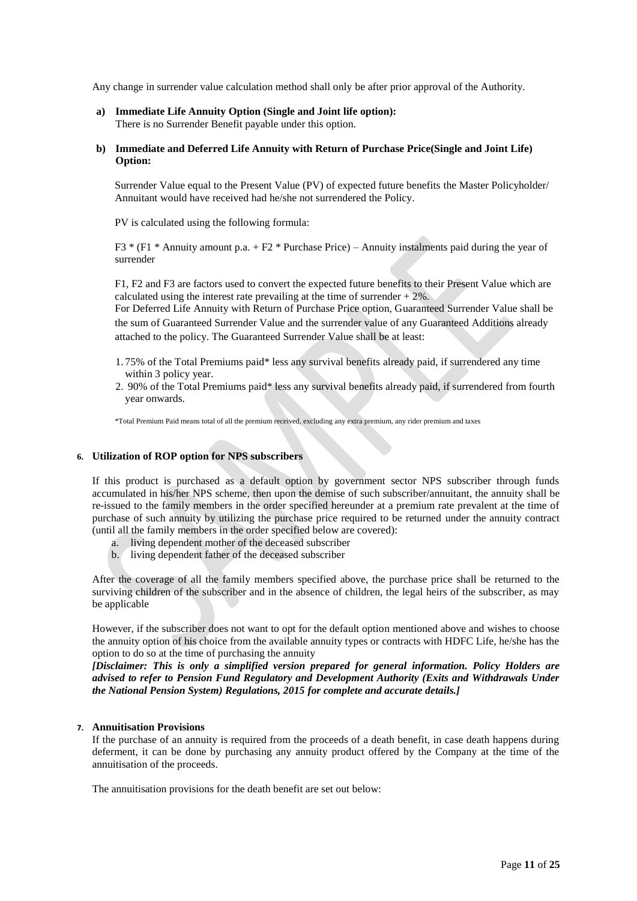Any change in surrender value calculation method shall only be after prior approval of the Authority.

**a) Immediate Life Annuity Option (Single and Joint life option):**
There is no Surrender Benefit payable under this option.

**b) Immediate and Deferred Life Annuity with Return of Purchase Price(Single and Joint Life) Option:**

Surrender Value equal to the Present Value (PV) of expected future benefits the Master Policyholder/ Annuitant would have received had he/she not surrendered the Policy.

PV is calculated using the following formula:

F3 * (F1 * Annuity amount p.a. + F2 * Purchase Price) – Annuity instalments paid during the year of surrender

F1, F2 and F3 are factors used to convert the expected future benefits to their Present Value which are calculated using the interest rate prevailing at the time of surrender + 2%.
For Deferred Life Annuity with Return of Purchase Price option, Guaranteed Surrender Value shall be the sum of Guaranteed Surrender Value and the surrender value of any Guaranteed Additions already attached to the policy. The Guaranteed Surrender Value shall be at least:

1. 75% of the Total Premiums paid* less any survival benefits already paid, if surrendered any time within 3 policy year.
2. 90% of the Total Premiums paid* less any survival benefits already paid, if surrendered from fourth year onwards.

*Total Premium Paid means total of all the premium received, excluding any extra premium, any rider premium and taxes

**6. Utilization of ROP option for NPS subscribers**

If this product is purchased as a default option by government sector NPS subscriber through funds accumulated in his/her NPS scheme, then upon the demise of such subscriber/annuitant, the annuity shall be re-issued to the family members in the order specified hereunder at a premium rate prevalent at the time of purchase of such annuity by utilizing the purchase price required to be returned under the annuity contract (until all the family members in the order specified below are covered):

a. living dependent mother of the deceased subscriber
b. living dependent father of the deceased subscriber

After the coverage of all the family members specified above, the purchase price shall be returned to the surviving children of the subscriber and in the absence of children, the legal heirs of the subscriber, as may be applicable

However, if the subscriber does not want to opt for the default option mentioned above and wishes to choose the annuity option of his choice from the available annuity types or contracts with HDFC Life, he/she has the option to do so at the time of purchasing the annuity

***[Disclaimer: This is only a simplified version prepared for general information. Policy Holders are advised to refer to Pension Fund Regulatory and Development Authority (Exits and Withdrawals Under the National Pension System) Regulations, 2015 for complete and accurate details.]***

**7. Annuitisation Provisions**

If the purchase of an annuity is required from the proceeds of a death benefit, in case death happens during deferment, it can be done by purchasing any annuity product offered by the Company at the time of the annuitisation of the proceeds.

The annuitisation provisions for the death benefit are set out below: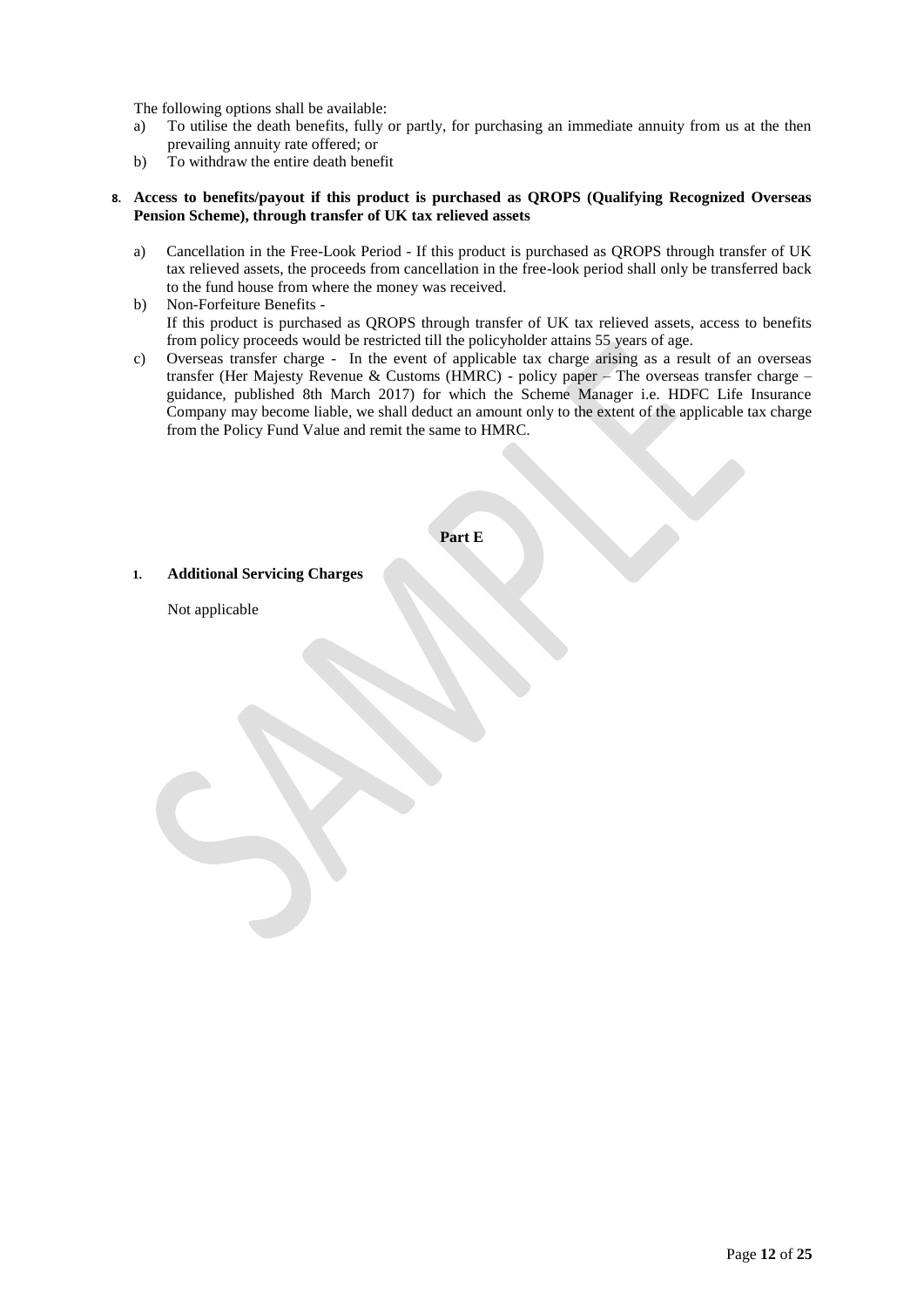The following options shall be available:

a) To utilise the death benefits, fully or partly, for purchasing an immediate annuity from us at the then prevailing annuity rate offered; or
b) To withdraw the entire death benefit

**8. Access to benefits/payout if this product is purchased as QROPS (Qualifying Recognized Overseas Pension Scheme), through transfer of UK tax relieved assets**

a) Cancellation in the Free-Look Period - If this product is purchased as QROPS through transfer of UK tax relieved assets, the proceeds from cancellation in the free-look period shall only be transferred back to the fund house from where the money was received.
b) Non-Forfeiture Benefits - If this product is purchased as QROPS through transfer of UK tax relieved assets, access to benefits from policy proceeds would be restricted till the policyholder attains 55 years of age.
c) Overseas transfer charge - In the event of applicable tax charge arising as a result of an overseas transfer (Her Majesty Revenue & Customs (HMRC) - policy paper – The overseas transfer charge – guidance, published 8th March 2017) for which the Scheme Manager i.e. HDFC Life Insurance Company may become liable, we shall deduct an amount only to the extent of the applicable tax charge from the Policy Fund Value and remit the same to HMRC.

## Part E

**1. Additional Servicing Charges**

Not applicable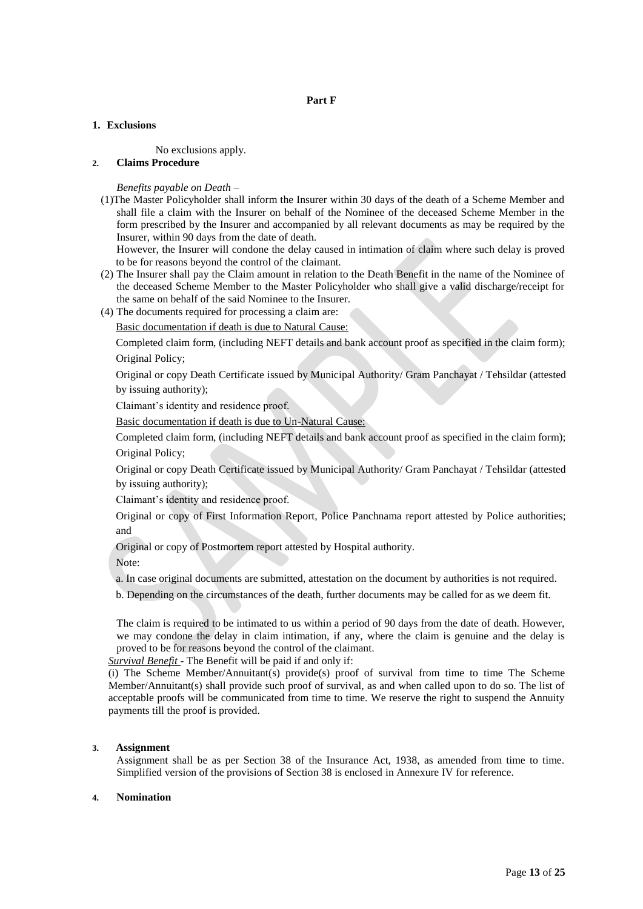**Part F**

## 1. Exclusions

No exclusions apply.

## 2. Claims Procedure

*Benefits payable on Death* –

(1) The Master Policyholder shall inform the Insurer within 30 days of the death of a Scheme Member and shall file a claim with the Insurer on behalf of the Nominee of the deceased Scheme Member in the form prescribed by the Insurer and accompanied by all relevant documents as may be required by the Insurer, within 90 days from the date of death.

However, the Insurer will condone the delay caused in intimation of claim where such delay is proved to be for reasons beyond the control of the claimant.

(2) The Insurer shall pay the Claim amount in relation to the Death Benefit in the name of the Nominee of the deceased Scheme Member to the Master Policyholder who shall give a valid discharge/receipt for the same on behalf of the said Nominee to the Insurer.

(4) The documents required for processing a claim are:

Basic documentation if death is due to Natural Cause:

Completed claim form, (including NEFT details and bank account proof as specified in the claim form);

Original Policy;

Original or copy Death Certificate issued by Municipal Authority/ Gram Panchayat / Tehsildar (attested by issuing authority);

Claimant's identity and residence proof.

Basic documentation if death is due to Un-Natural Cause:

Completed claim form, (including NEFT details and bank account proof as specified in the claim form);

Original Policy;

Original or copy Death Certificate issued by Municipal Authority/ Gram Panchayat / Tehsildar (attested by issuing authority);

Claimant's identity and residence proof.

Original or copy of First Information Report, Police Panchnama report attested by Police authorities; and

Original or copy of Postmortem report attested by Hospital authority.

Note:

a. In case original documents are submitted, attestation on the document by authorities is not required.

b. Depending on the circumstances of the death, further documents may be called for as we deem fit.

The claim is required to be intimated to us within a period of 90 days from the date of death. However, we may condone the delay in claim intimation, if any, where the claim is genuine and the delay is proved to be for reasons beyond the control of the claimant.

*Survival Benefit* - The Benefit will be paid if and only if:

(i) The Scheme Member/Annuitant(s) provide(s) proof of survival from time to time The Scheme Member/Annuitant(s) shall provide such proof of survival, as and when called upon to do so. The list of acceptable proofs will be communicated from time to time. We reserve the right to suspend the Annuity payments till the proof is provided.

## 3. Assignment

Assignment shall be as per Section 38 of the Insurance Act, 1938, as amended from time to time. Simplified version of the provisions of Section 38 is enclosed in Annexure IV for reference.

## 4. Nomination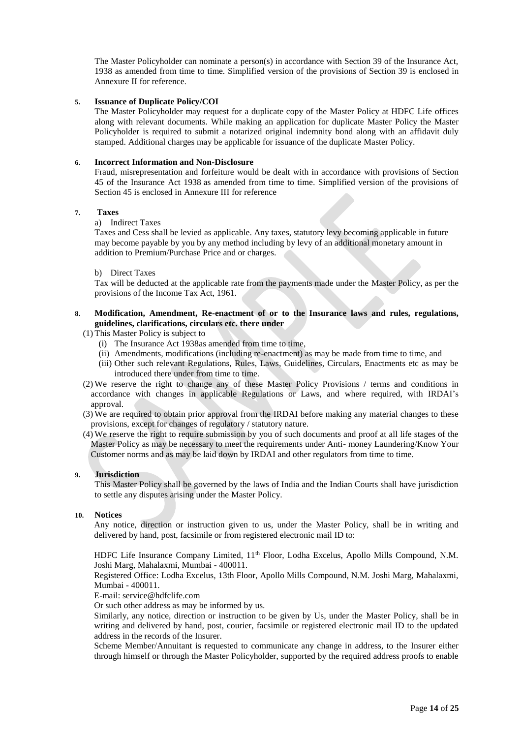The Master Policyholder can nominate a person(s) in accordance with Section 39 of the Insurance Act, 1938 as amended from time to time. Simplified version of the provisions of Section 39 is enclosed in Annexure II for reference.

**5. Issuance of Duplicate Policy/COI**

The Master Policyholder may request for a duplicate copy of the Master Policy at HDFC Life offices along with relevant documents. While making an application for duplicate Master Policy the Master Policyholder is required to submit a notarized original indemnity bond along with an affidavit duly stamped. Additional charges may be applicable for issuance of the duplicate Master Policy.

**6. Incorrect Information and Non-Disclosure**

Fraud, misrepresentation and forfeiture would be dealt with in accordance with provisions of Section 45 of the Insurance Act 1938 as amended from time to time. Simplified version of the provisions of Section 45 is enclosed in Annexure III for reference

**7. Taxes**

a) Indirect Taxes

Taxes and Cess shall be levied as applicable. Any taxes, statutory levy becoming applicable in future may become payable by you by any method including by levy of an additional monetary amount in addition to Premium/Purchase Price and or charges.

b) Direct Taxes

Tax will be deducted at the applicable rate from the payments made under the Master Policy, as per the provisions of the Income Tax Act, 1961.

**8. Modification, Amendment, Re-enactment of or to the Insurance laws and rules, regulations, guidelines, clarifications, circulars etc. there under**

(1) This Master Policy is subject to
   (i) The Insurance Act 1938as amended from time to time,
   (ii) Amendments, modifications (including re-enactment) as may be made from time to time, and
   (iii) Other such relevant Regulations, Rules, Laws, Guidelines, Circulars, Enactments etc as may be introduced there under from time to time.

(2) We reserve the right to change any of these Master Policy Provisions / terms and conditions in accordance with changes in applicable Regulations or Laws, and where required, with IRDAI's approval.

(3) We are required to obtain prior approval from the IRDAI before making any material changes to these provisions, except for changes of regulatory / statutory nature.

(4) We reserve the right to require submission by you of such documents and proof at all life stages of the Master Policy as may be necessary to meet the requirements under Anti- money Laundering/Know Your Customer norms and as may be laid down by IRDAI and other regulators from time to time.

**9. Jurisdiction**

This Master Policy shall be governed by the laws of India and the Indian Courts shall have jurisdiction to settle any disputes arising under the Master Policy.

**10. Notices**

Any notice, direction or instruction given to us, under the Master Policy, shall be in writing and delivered by hand, post, facsimile or from registered electronic mail ID to:

HDFC Life Insurance Company Limited, 11th Floor, Lodha Excelus, Apollo Mills Compound, N.M. Joshi Marg, Mahalaxmi, Mumbai - 400011.

Registered Office: Lodha Excelus, 13th Floor, Apollo Mills Compound, N.M. Joshi Marg, Mahalaxmi, Mumbai - 400011.

E-mail: service@hdfclife.com

Or such other address as may be informed by us.

Similarly, any notice, direction or instruction to be given by Us, under the Master Policy, shall be in writing and delivered by hand, post, courier, facsimile or registered electronic mail ID to the updated address in the records of the Insurer.

Scheme Member/Annuitant is requested to communicate any change in address, to the Insurer either through himself or through the Master Policyholder, supported by the required address proofs to enable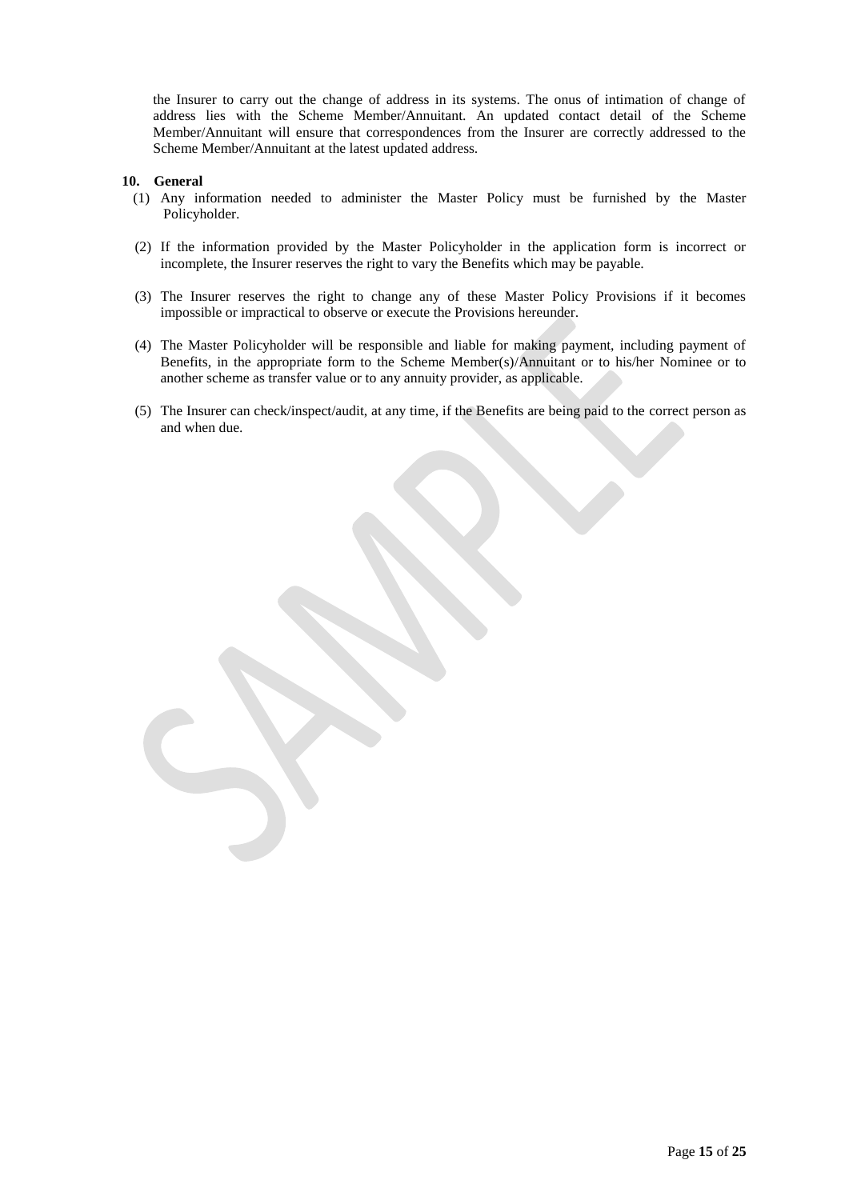the Insurer to carry out the change of address in its systems. The onus of intimation of change of address lies with the Scheme Member/Annuitant. An updated contact detail of the Scheme Member/Annuitant will ensure that correspondences from the Insurer are correctly addressed to the Scheme Member/Annuitant at the latest updated address.

**10. General**

(1) Any information needed to administer the Master Policy must be furnished by the Master Policyholder.

(2) If the information provided by the Master Policyholder in the application form is incorrect or incomplete, the Insurer reserves the right to vary the Benefits which may be payable.

(3) The Insurer reserves the right to change any of these Master Policy Provisions if it becomes impossible or impractical to observe or execute the Provisions hereunder.

(4) The Master Policyholder will be responsible and liable for making payment, including payment of Benefits, in the appropriate form to the Scheme Member(s)/Annuitant or to his/her Nominee or to another scheme as transfer value or to any annuity provider, as applicable.

(5) The Insurer can check/inspect/audit, at any time, if the Benefits are being paid to the correct person as and when due.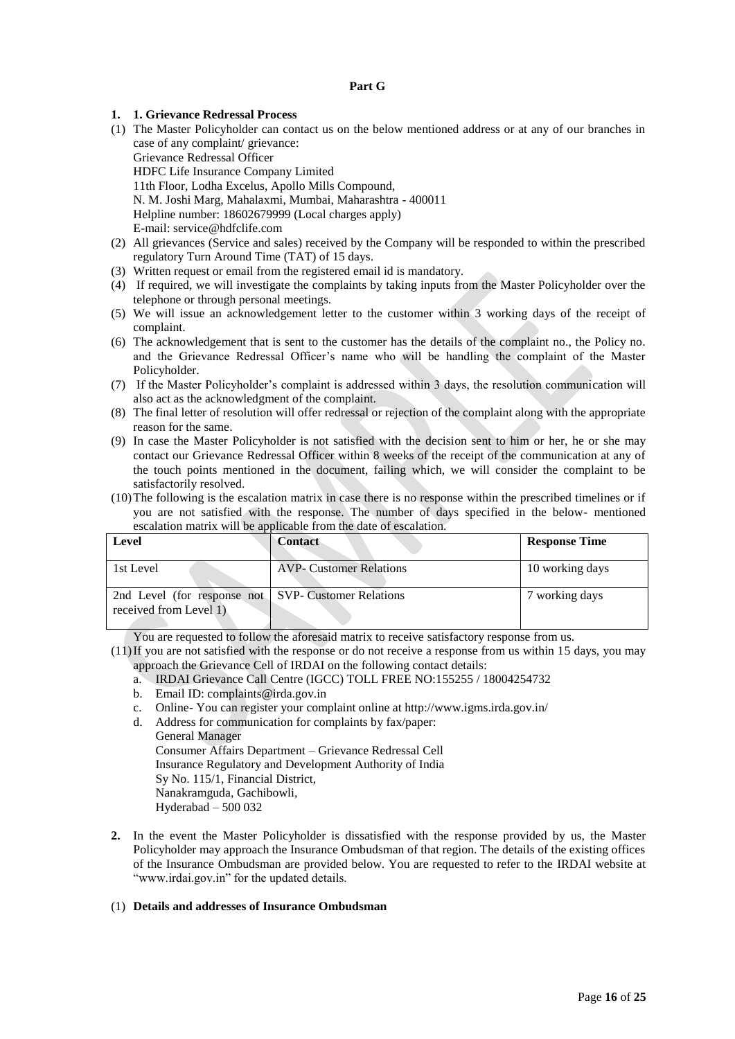**Part G**

**1. 1. Grievance Redressal Process**

(1) The Master Policyholder can contact us on the below mentioned address or at any of our branches in case of any complaint/ grievance:
Grievance Redressal Officer
HDFC Life Insurance Company Limited
11th Floor, Lodha Excelus, Apollo Mills Compound,
N. M. Joshi Marg, Mahalaxmi, Mumbai, Maharashtra - 400011
Helpline number: 18602679999 (Local charges apply)
E-mail: service@hdfclife.com

(2) All grievances (Service and sales) received by the Company will be responded to within the prescribed regulatory Turn Around Time (TAT) of 15 days.

(3) Written request or email from the registered email id is mandatory.

(4) If required, we will investigate the complaints by taking inputs from the Master Policyholder over the telephone or through personal meetings.

(5) We will issue an acknowledgement letter to the customer within 3 working days of the receipt of complaint.

(6) The acknowledgement that is sent to the customer has the details of the complaint no., the Policy no. and the Grievance Redressal Officer's name who will be handling the complaint of the Master Policyholder.

(7) If the Master Policyholder's complaint is addressed within 3 days, the resolution communication will also act as the acknowledgment of the complaint.

(8) The final letter of resolution will offer redressal or rejection of the complaint along with the appropriate reason for the same.

(9) In case the Master Policyholder is not satisfied with the decision sent to him or her, he or she may contact our Grievance Redressal Officer within 8 weeks of the receipt of the communication at any of the touch points mentioned in the document, failing which, we will consider the complaint to be satisfactorily resolved.

(10) The following is the escalation matrix in case there is no response within the prescribed timelines or if you are not satisfied with the response. The number of days specified in the below- mentioned escalation matrix will be applicable from the date of escalation.

| Level | Contact | Response Time |
|---|---|---|
| 1st Level | AVP- Customer Relations | 10 working days |
| 2nd Level (for response not received from Level 1) | SVP- Customer Relations | 7 working days |

You are requested to follow the aforesaid matrix to receive satisfactory response from us.

(11) If you are not satisfied with the response or do not receive a response from us within 15 days, you may approach the Grievance Cell of IRDAI on the following contact details:

a. IRDAI Grievance Call Centre (IGCC) TOLL FREE NO:155255 / 18004254732
b. Email ID: complaints@irda.gov.in
c. Online- You can register your complaint online at http://www.igms.irda.gov.in/
d. Address for communication for complaints by fax/paper:
General Manager
Consumer Affairs Department – Grievance Redressal Cell
Insurance Regulatory and Development Authority of India
Sy No. 115/1, Financial District,
Nanakramguda, Gachibowli,
Hyderabad – 500 032

**2.** In the event the Master Policyholder is dissatisfied with the response provided by us, the Master Policyholder may approach the Insurance Ombudsman of that region. The details of the existing offices of the Insurance Ombudsman are provided below. You are requested to refer to the IRDAI website at "www.irdai.gov.in" for the updated details.

(1) **Details and addresses of Insurance Ombudsman**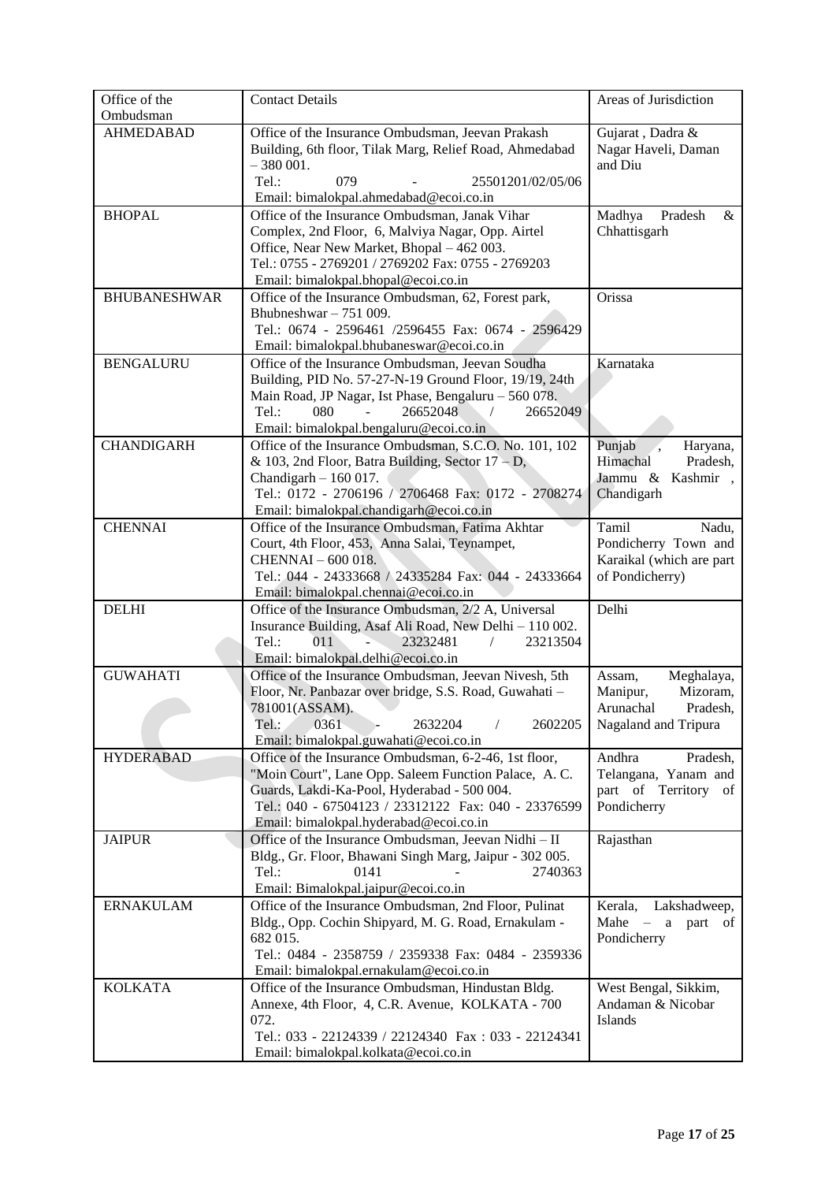| Office of the Ombudsman | Contact Details | Areas of Jurisdiction |
|---|---|---|
| AHMEDABAD | Office of the Insurance Ombudsman, Jeevan Prakash Building, 6th floor, Tilak Marg, Relief Road, Ahmedabad – 380 001.<br>Tel.: 079 - 25501201/02/05/06<br>Email: bimalokpal.ahmedabad@ecoi.co.in | Gujarat , Dadra & Nagar Haveli, Daman and Diu |
| BHOPAL | Office of the Insurance Ombudsman, Janak Vihar Complex, 2nd Floor, 6, Malviya Nagar, Opp. Airtel Office, Near New Market, Bhopal – 462 003.<br>Tel.: 0755 - 2769201 / 2769202 Fax: 0755 - 2769203<br>Email: bimalokpal.bhopal@ecoi.co.in | Madhya Pradesh & Chhattisgarh |
| BHUBANESHWAR | Office of the Insurance Ombudsman, 62, Forest park, Bhubneshwar – 751 009.<br>Tel.: 0674 - 2596461 /2596455 Fax: 0674 - 2596429<br>Email: bimalokpal.bhubaneswar@ecoi.co.in | Orissa |
| BENGALURU | Office of the Insurance Ombudsman, Jeevan Soudha Building, PID No. 57-27-N-19 Ground Floor, 19/19, 24th Main Road, JP Nagar, Ist Phase, Bengaluru – 560 078.<br>Tel.: 080 - 26652048 / 26652049<br>Email: bimalokpal.bengaluru@ecoi.co.in | Karnataka |
| CHANDIGARH | Office of the Insurance Ombudsman, S.C.O. No. 101, 102 & 103, 2nd Floor, Batra Building, Sector 17 – D, Chandigarh – 160 017.<br>Tel.: 0172 - 2706196 / 2706468 Fax: 0172 - 2708274<br>Email: bimalokpal.chandigarh@ecoi.co.in | Punjab , Haryana, Himachal Pradesh, Jammu & Kashmir , Chandigarh |
| CHENNAI | Office of the Insurance Ombudsman, Fatima Akhtar Court, 4th Floor, 453, Anna Salai, Teynampet, CHENNAI – 600 018.<br>Tel.: 044 - 24333668 / 24335284 Fax: 044 - 24333664<br>Email: bimalokpal.chennai@ecoi.co.in | Tamil Nadu, Pondicherry Town and Karaikal (which are part of Pondicherry) |
| DELHI | Office of the Insurance Ombudsman, 2/2 A, Universal Insurance Building, Asaf Ali Road, New Delhi – 110 002.<br>Tel.: 011 - 23232481 / 23213504<br>Email: bimalokpal.delhi@ecoi.co.in | Delhi |
| GUWAHATI | Office of the Insurance Ombudsman, Jeevan Nivesh, 5th Floor, Nr. Panbazar over bridge, S.S. Road, Guwahati – 781001(ASSAM).<br>Tel.: 0361 - 2632204 / 2602205<br>Email: bimalokpal.guwahati@ecoi.co.in | Assam, Meghalaya, Manipur, Mizoram, Arunachal Pradesh, Nagaland and Tripura |
| HYDERABAD | Office of the Insurance Ombudsman, 6-2-46, 1st floor, "Moin Court", Lane Opp. Saleem Function Palace, A. C. Guards, Lakdi-Ka-Pool, Hyderabad - 500 004.<br>Tel.: 040 - 67504123 / 23312122 Fax: 040 - 23376599<br>Email: bimalokpal.hyderabad@ecoi.co.in | Andhra Pradesh, Telangana, Yanam and part of Territory of Pondicherry |
| JAIPUR | Office of the Insurance Ombudsman, Jeevan Nidhi – II Bldg., Gr. Floor, Bhawani Singh Marg, Jaipur - 302 005.<br>Tel.: 0141 - 2740363<br>Email: Bimalokpal.jaipur@ecoi.co.in | Rajasthan |
| ERNAKULAM | Office of the Insurance Ombudsman, 2nd Floor, Pulinat Bldg., Opp. Cochin Shipyard, M. G. Road, Ernakulam - 682 015.<br>Tel.: 0484 - 2358759 / 2359338 Fax: 0484 - 2359336<br>Email: bimalokpal.ernakulam@ecoi.co.in | Kerala, Lakshadweep, Mahe – a part of Pondicherry |
| KOLKATA | Office of the Insurance Ombudsman, Hindustan Bldg. Annexe, 4th Floor, 4, C.R. Avenue, KOLKATA - 700 072.<br>Tel.: 033 - 22124339 / 22124340 Fax : 033 - 22124341<br>Email: bimalokpal.kolkata@ecoi.co.in | West Bengal, Sikkim, Andaman & Nicobar Islands |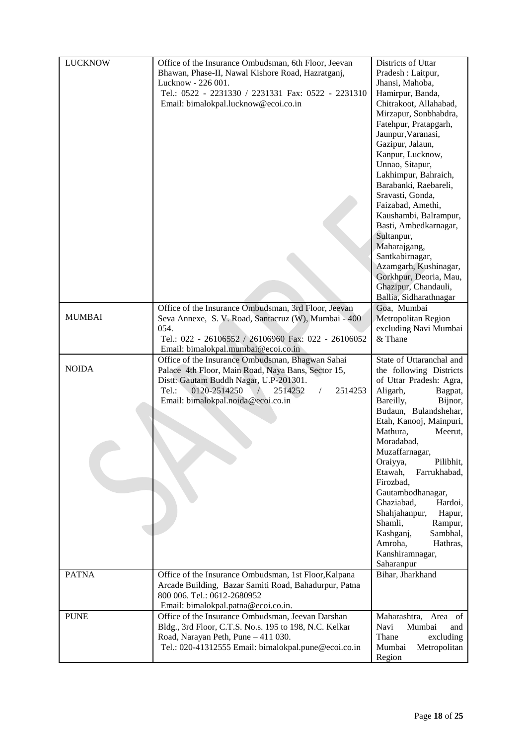| LUCKNOW | Office of the Insurance Ombudsman, 6th Floor, Jeevan Bhawan, Phase-II, Nawal Kishore Road, Hazratganj, Lucknow - 226 001. Tel.: 0522 - 2231330 / 2231331 Fax: 0522 - 2231310 Email: bimalokpal.lucknow@ecoi.co.in | Districts of Uttar Pradesh : Laitpur, Jhansi, Mahoba, Hamirpur, Banda, Chitrakoot, Allahabad, Mirzapur, Sonbhabdra, Fatehpur, Pratapgarh, Jaunpur,Varanasi, Gazipur, Jalaun, Kanpur, Lucknow, Unnao, Sitapur, Lakhimpur, Bahraich, Barabanki, Raebareli, Sravasti, Gonda, Faizabad, Amethi, Kaushambi, Balrampur, Basti, Ambedkarnagar, Sultanpur, Maharajgang, Santkabirnagar, Azamgarh, Kushinagar, Gorkhpur, Deoria, Mau, Ghazipur, Chandauli, Ballia, Sidharathnagar |
|---|---|---|
| MUMBAI | Office of the Insurance Ombudsman, 3rd Floor, Jeevan Seva Annexe, S. V. Road, Santacruz (W), Mumbai - 400 054. Tel.: 022 - 26106552 / 26106960 Fax: 022 - 26106052 Email: bimalokpal.mumbai@ecoi.co.in | Goa, Mumbai Metropolitan Region excluding Navi Mumbai & Thane |
| NOIDA | Office of the Insurance Ombudsman, Bhagwan Sahai Palace 4th Floor, Main Road, Naya Bans, Sector 15, Distt: Gautam Buddh Nagar, U.P-201301. Tel.: 0120-2514250 / 2514252 / 2514253 Email: bimalokpal.noida@ecoi.co.in | State of Uttaranchal and the following Districts of Uttar Pradesh: Agra, Aligarh, Bagpat, Bareilly, Bijnor, Budaun, Bulandshehar, Etah, Kanooj, Mainpuri, Mathura, Meerut, Moradabad, Muzaffarnagar, Oraiyya, Pilibhit, Etawah, Farrukhabad, Firozbad, Gautambodhanagar, Ghaziabad, Hardoi, Shahjahanpur, Hapur, Shamli, Rampur, Kashganj, Sambhal, Amroha, Hathras, Kanshiramnagar, Saharanpur |
| PATNA | Office of the Insurance Ombudsman, 1st Floor,Kalpana Arcade Building, Bazar Samiti Road, Bahadurpur, Patna 800 006. Tel.: 0612-2680952 Email: bimalokpal.patna@ecoi.co.in. | Bihar, Jharkhand |
| PUNE | Office of the Insurance Ombudsman, Jeevan Darshan Bldg., 3rd Floor, C.T.S. No.s. 195 to 198, N.C. Kelkar Road, Narayan Peth, Pune – 411 030. Tel.: 020-41312555 Email: bimalokpal.pune@ecoi.co.in | Maharashtra, Area of Navi Mumbai and Thane excluding Mumbai Metropolitan Region |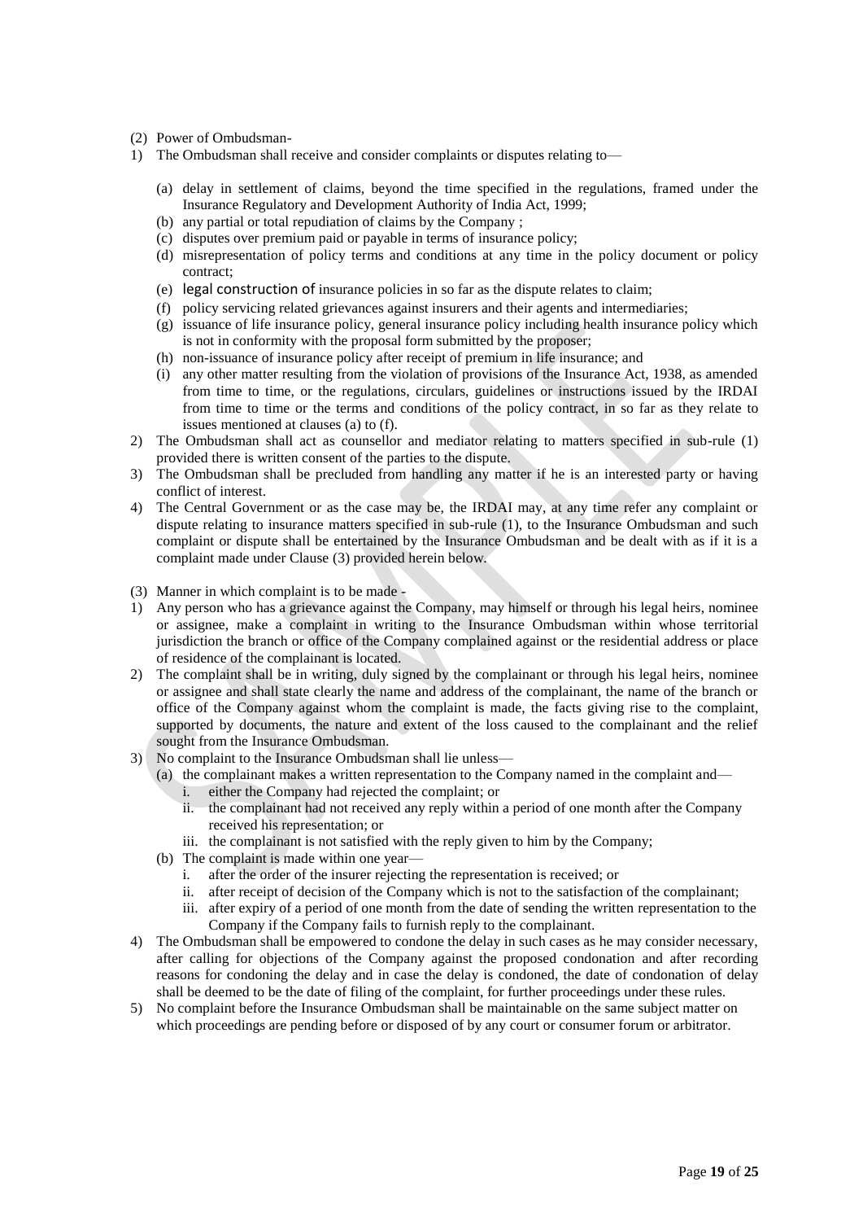(2) Power of Ombudsman-

1) The Ombudsman shall receive and consider complaints or disputes relating to—

   (a) delay in settlement of claims, beyond the time specified in the regulations, framed under the Insurance Regulatory and Development Authority of India Act, 1999;
   (b) any partial or total repudiation of claims by the Company ;
   (c) disputes over premium paid or payable in terms of insurance policy;
   (d) misrepresentation of policy terms and conditions at any time in the policy document or policy contract;
   (e) legal construction of insurance policies in so far as the dispute relates to claim;
   (f) policy servicing related grievances against insurers and their agents and intermediaries;
   (g) issuance of life insurance policy, general insurance policy including health insurance policy which is not in conformity with the proposal form submitted by the proposer;
   (h) non-issuance of insurance policy after receipt of premium in life insurance; and
   (i) any other matter resulting from the violation of provisions of the Insurance Act, 1938, as amended from time to time, or the regulations, circulars, guidelines or instructions issued by the IRDAI from time to time or the terms and conditions of the policy contract, in so far as they relate to issues mentioned at clauses (a) to (f).

2) The Ombudsman shall act as counsellor and mediator relating to matters specified in sub-rule (1) provided there is written consent of the parties to the dispute.
3) The Ombudsman shall be precluded from handling any matter if he is an interested party or having conflict of interest.
4) The Central Government or as the case may be, the IRDAI may, at any time refer any complaint or dispute relating to insurance matters specified in sub-rule (1), to the Insurance Ombudsman and such complaint or dispute shall be entertained by the Insurance Ombudsman and be dealt with as if it is a complaint made under Clause (3) provided herein below.

(3) Manner in which complaint is to be made -

1) Any person who has a grievance against the Company, may himself or through his legal heirs, nominee or assignee, make a complaint in writing to the Insurance Ombudsman within whose territorial jurisdiction the branch or office of the Company complained against or the residential address or place of residence of the complainant is located.
2) The complaint shall be in writing, duly signed by the complainant or through his legal heirs, nominee or assignee and shall state clearly the name and address of the complainant, the name of the branch or office of the Company against whom the complaint is made, the facts giving rise to the complaint, supported by documents, the nature and extent of the loss caused to the complainant and the relief sought from the Insurance Ombudsman.
3) No complaint to the Insurance Ombudsman shall lie unless—
   (a) the complainant makes a written representation to the Company named in the complaint and—
      i. either the Company had rejected the complaint; or
      ii. the complainant had not received any reply within a period of one month after the Company received his representation; or
      iii. the complainant is not satisfied with the reply given to him by the Company;
   (b) The complaint is made within one year—
      i. after the order of the insurer rejecting the representation is received; or
      ii. after receipt of decision of the Company which is not to the satisfaction of the complainant;
      iii. after expiry of a period of one month from the date of sending the written representation to the Company if the Company fails to furnish reply to the complainant.
4) The Ombudsman shall be empowered to condone the delay in such cases as he may consider necessary, after calling for objections of the Company against the proposed condonation and after recording reasons for condoning the delay and in case the delay is condoned, the date of condonation of delay shall be deemed to be the date of filing of the complaint, for further proceedings under these rules.
5) No complaint before the Insurance Ombudsman shall be maintainable on the same subject matter on which proceedings are pending before or disposed of by any court or consumer forum or arbitrator.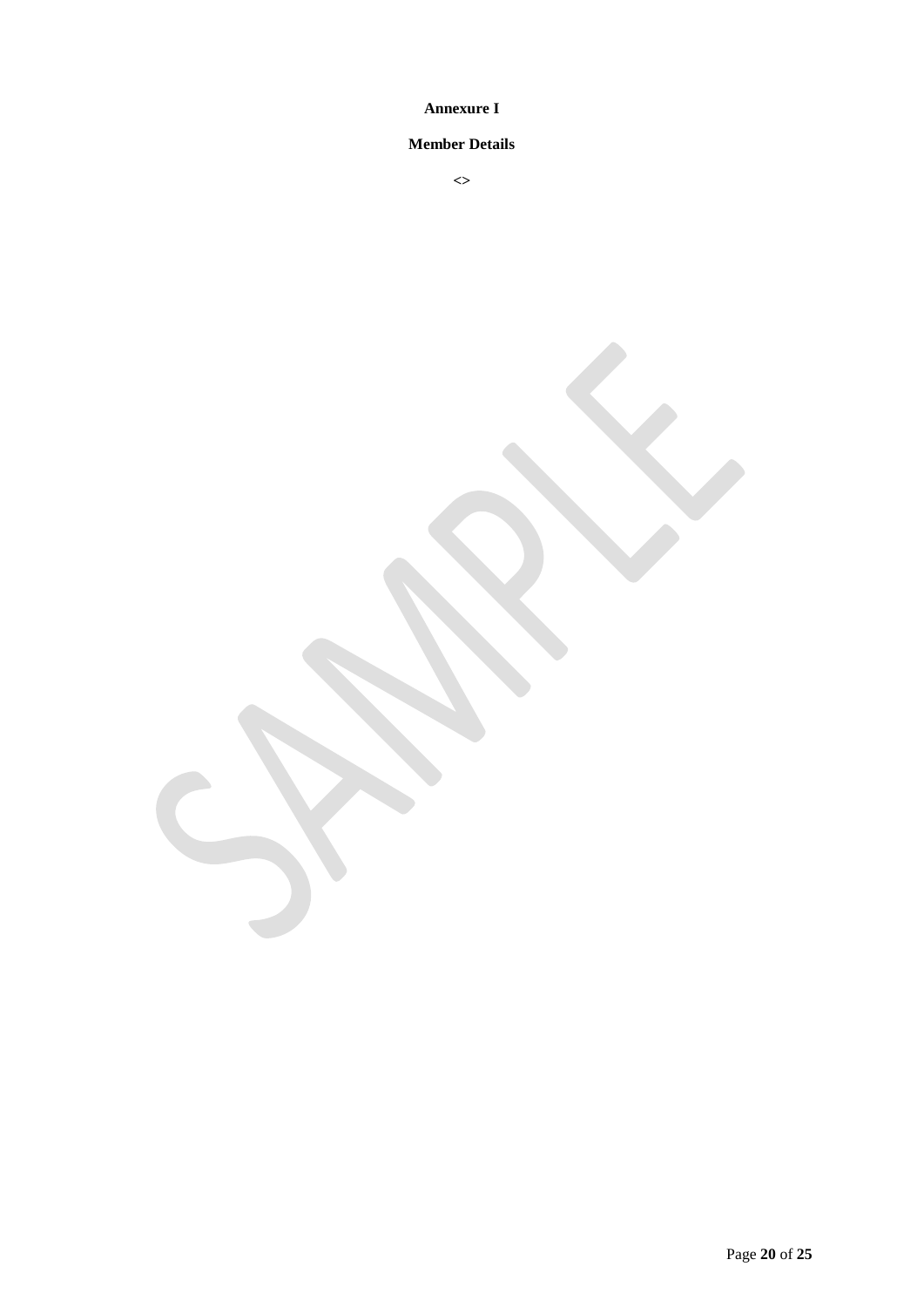**Annexure I**

**Member Details**

<>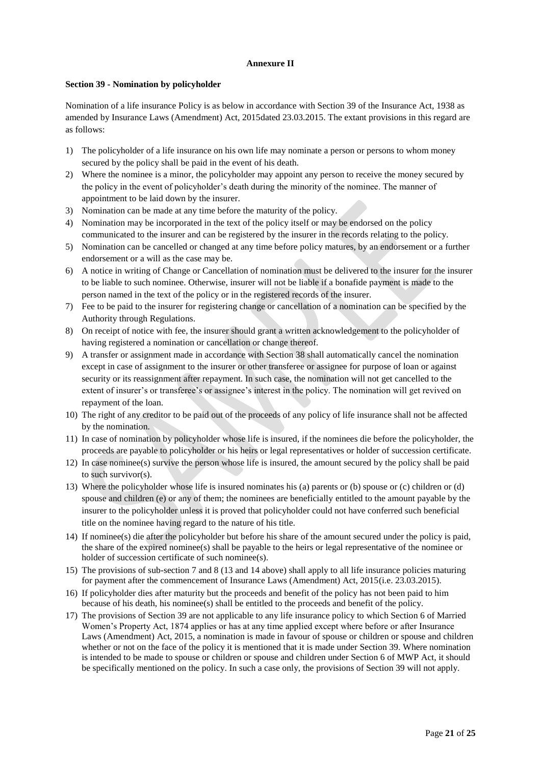**Annexure II**

**Section 39 - Nomination by policyholder**

Nomination of a life insurance Policy is as below in accordance with Section 39 of the Insurance Act, 1938 as amended by Insurance Laws (Amendment) Act, 2015dated 23.03.2015. The extant provisions in this regard are as follows:

1) The policyholder of a life insurance on his own life may nominate a person or persons to whom money secured by the policy shall be paid in the event of his death.
2) Where the nominee is a minor, the policyholder may appoint any person to receive the money secured by the policy in the event of policyholder's death during the minority of the nominee. The manner of appointment to be laid down by the insurer.
3) Nomination can be made at any time before the maturity of the policy.
4) Nomination may be incorporated in the text of the policy itself or may be endorsed on the policy communicated to the insurer and can be registered by the insurer in the records relating to the policy.
5) Nomination can be cancelled or changed at any time before policy matures, by an endorsement or a further endorsement or a will as the case may be.
6) A notice in writing of Change or Cancellation of nomination must be delivered to the insurer for the insurer to be liable to such nominee. Otherwise, insurer will not be liable if a bonafide payment is made to the person named in the text of the policy or in the registered records of the insurer.
7) Fee to be paid to the insurer for registering change or cancellation of a nomination can be specified by the Authority through Regulations.
8) On receipt of notice with fee, the insurer should grant a written acknowledgement to the policyholder of having registered a nomination or cancellation or change thereof.
9) A transfer or assignment made in accordance with Section 38 shall automatically cancel the nomination except in case of assignment to the insurer or other transferee or assignee for purpose of loan or against security or its reassignment after repayment. In such case, the nomination will not get cancelled to the extent of insurer's or transferee's or assignee's interest in the policy. The nomination will get revived on repayment of the loan.
10) The right of any creditor to be paid out of the proceeds of any policy of life insurance shall not be affected by the nomination.
11) In case of nomination by policyholder whose life is insured, if the nominees die before the policyholder, the proceeds are payable to policyholder or his heirs or legal representatives or holder of succession certificate.
12) In case nominee(s) survive the person whose life is insured, the amount secured by the policy shall be paid to such survivor(s).
13) Where the policyholder whose life is insured nominates his (a) parents or (b) spouse or (c) children or (d) spouse and children (e) or any of them; the nominees are beneficially entitled to the amount payable by the insurer to the policyholder unless it is proved that policyholder could not have conferred such beneficial title on the nominee having regard to the nature of his title.
14) If nominee(s) die after the policyholder but before his share of the amount secured under the policy is paid, the share of the expired nominee(s) shall be payable to the heirs or legal representative of the nominee or holder of succession certificate of such nominee(s).
15) The provisions of sub-section 7 and 8 (13 and 14 above) shall apply to all life insurance policies maturing for payment after the commencement of Insurance Laws (Amendment) Act, 2015(i.e. 23.03.2015).
16) If policyholder dies after maturity but the proceeds and benefit of the policy has not been paid to him because of his death, his nominee(s) shall be entitled to the proceeds and benefit of the policy.
17) The provisions of Section 39 are not applicable to any life insurance policy to which Section 6 of Married Women's Property Act, 1874 applies or has at any time applied except where before or after Insurance Laws (Amendment) Act, 2015, a nomination is made in favour of spouse or children or spouse and children whether or not on the face of the policy it is mentioned that it is made under Section 39. Where nomination is intended to be made to spouse or children or spouse and children under Section 6 of MWP Act, it should be specifically mentioned on the policy. In such a case only, the provisions of Section 39 will not apply.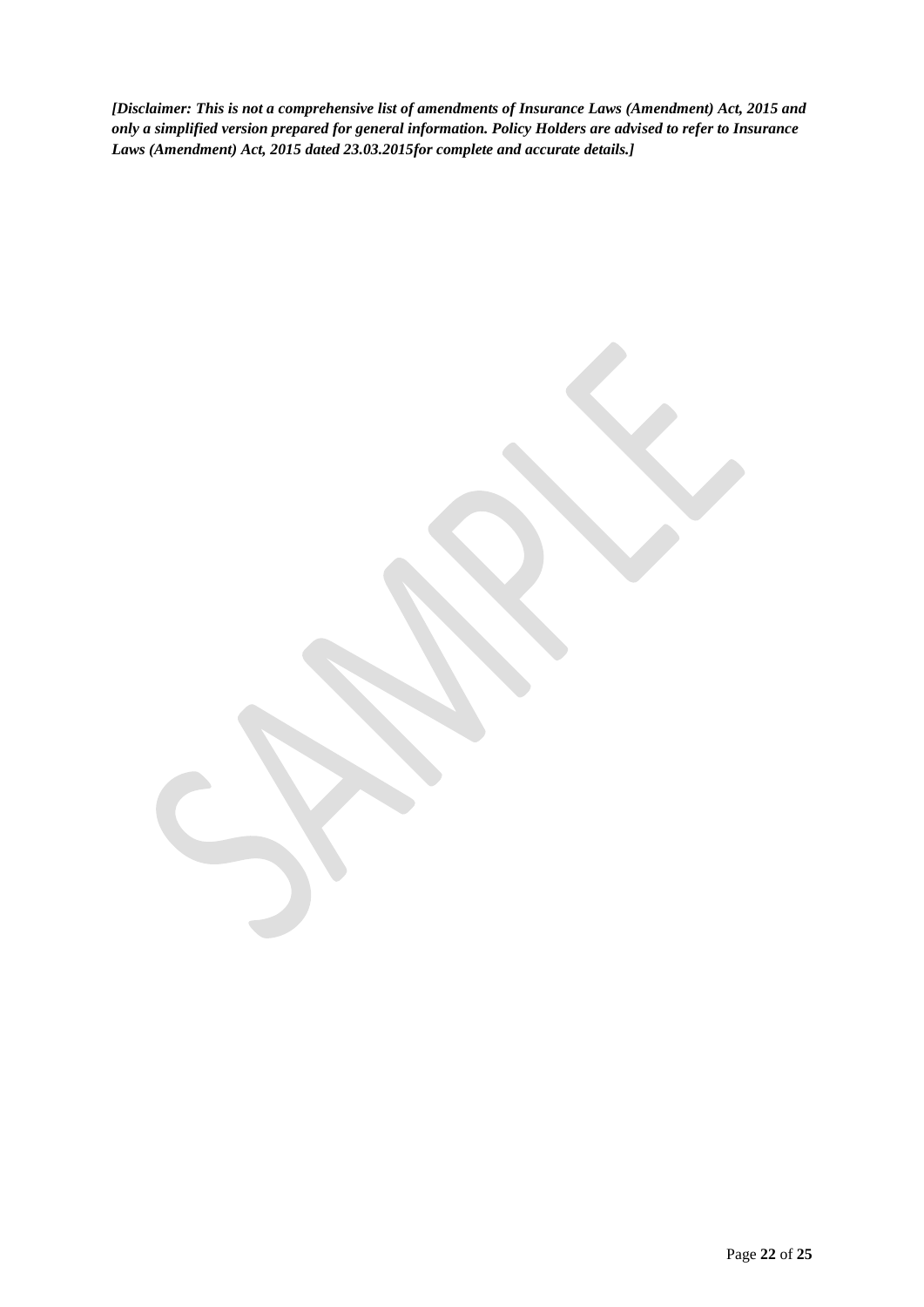***[Disclaimer: This is not a comprehensive list of amendments of Insurance Laws (Amendment) Act, 2015 and only a simplified version prepared for general information. Policy Holders are advised to refer to Insurance Laws (Amendment) Act, 2015 dated 23.03.2015for complete and accurate details.]***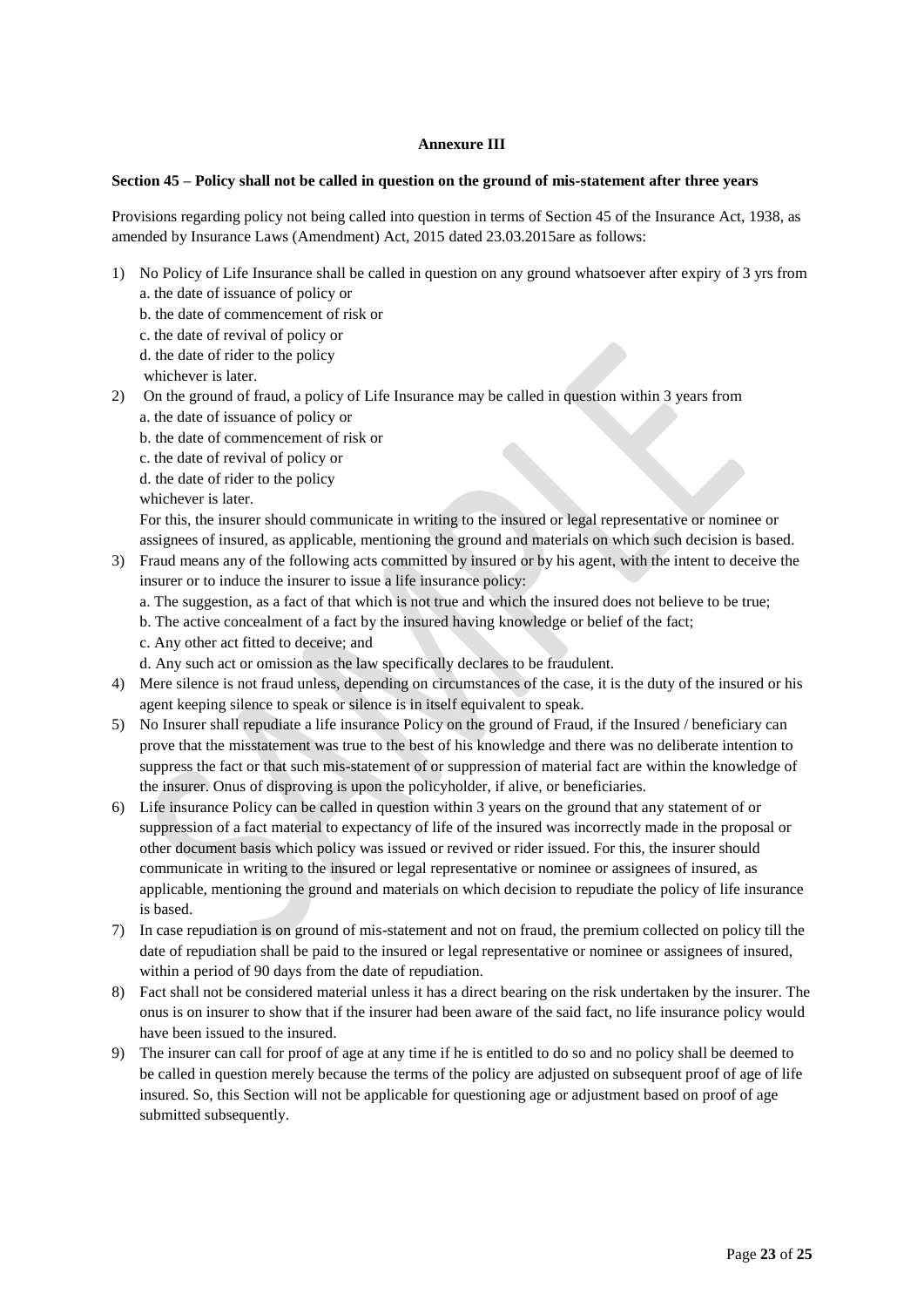**Annexure III**

**Section 45 – Policy shall not be called in question on the ground of mis-statement after three years**

Provisions regarding policy not being called into question in terms of Section 45 of the Insurance Act, 1938, as amended by Insurance Laws (Amendment) Act, 2015 dated 23.03.2015are as follows:

1) No Policy of Life Insurance shall be called in question on any ground whatsoever after expiry of 3 yrs from
   a. the date of issuance of policy or
   b. the date of commencement of risk or
   c. the date of revival of policy or
   d. the date of rider to the policy
   whichever is later.
2) On the ground of fraud, a policy of Life Insurance may be called in question within 3 years from
   a. the date of issuance of policy or
   b. the date of commencement of risk or
   c. the date of revival of policy or
   d. the date of rider to the policy
   whichever is later.
   For this, the insurer should communicate in writing to the insured or legal representative or nominee or assignees of insured, as applicable, mentioning the ground and materials on which such decision is based.
3) Fraud means any of the following acts committed by insured or by his agent, with the intent to deceive the insurer or to induce the insurer to issue a life insurance policy:
   a. The suggestion, as a fact of that which is not true and which the insured does not believe to be true;
   b. The active concealment of a fact by the insured having knowledge or belief of the fact;
   c. Any other act fitted to deceive; and
   d. Any such act or omission as the law specifically declares to be fraudulent.
4) Mere silence is not fraud unless, depending on circumstances of the case, it is the duty of the insured or his agent keeping silence to speak or silence is in itself equivalent to speak.
5) No Insurer shall repudiate a life insurance Policy on the ground of Fraud, if the Insured / beneficiary can prove that the misstatement was true to the best of his knowledge and there was no deliberate intention to suppress the fact or that such mis-statement of or suppression of material fact are within the knowledge of the insurer. Onus of disproving is upon the policyholder, if alive, or beneficiaries.
6) Life insurance Policy can be called in question within 3 years on the ground that any statement of or suppression of a fact material to expectancy of life of the insured was incorrectly made in the proposal or other document basis which policy was issued or revived or rider issued. For this, the insurer should communicate in writing to the insured or legal representative or nominee or assignees of insured, as applicable, mentioning the ground and materials on which decision to repudiate the policy of life insurance is based.
7) In case repudiation is on ground of mis-statement and not on fraud, the premium collected on policy till the date of repudiation shall be paid to the insured or legal representative or nominee or assignees of insured, within a period of 90 days from the date of repudiation.
8) Fact shall not be considered material unless it has a direct bearing on the risk undertaken by the insurer. The onus is on insurer to show that if the insurer had been aware of the said fact, no life insurance policy would have been issued to the insured.
9) The insurer can call for proof of age at any time if he is entitled to do so and no policy shall be deemed to be called in question merely because the terms of the policy are adjusted on subsequent proof of age of life insured. So, this Section will not be applicable for questioning age or adjustment based on proof of age submitted subsequently.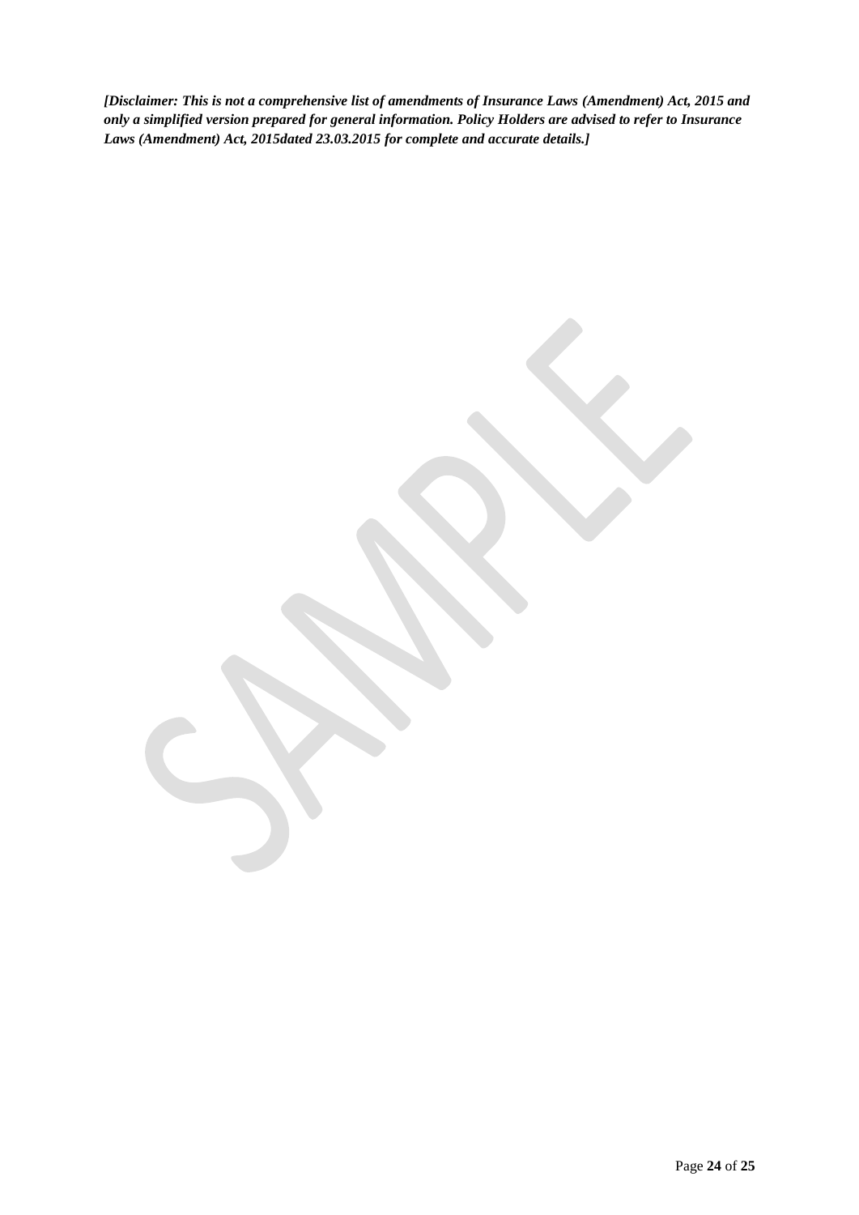***[Disclaimer: This is not a comprehensive list of amendments of Insurance Laws (Amendment) Act, 2015 and only a simplified version prepared for general information. Policy Holders are advised to refer to Insurance Laws (Amendment) Act, 2015dated 23.03.2015 for complete and accurate details.]***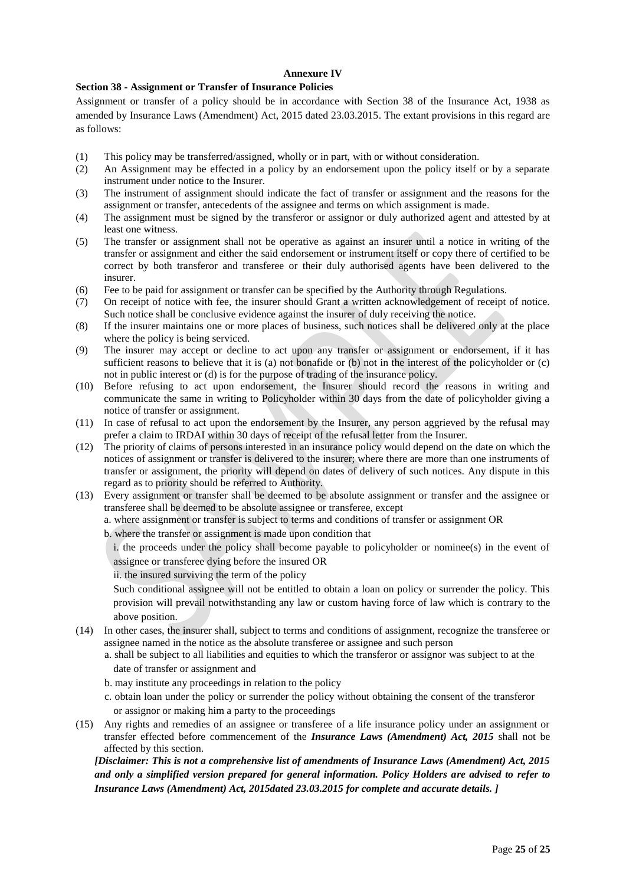**Annexure IV**

**Section 38 - Assignment or Transfer of Insurance Policies**

Assignment or transfer of a policy should be in accordance with Section 38 of the Insurance Act, 1938 as amended by Insurance Laws (Amendment) Act, 2015 dated 23.03.2015. The extant provisions in this regard are as follows:

(1) This policy may be transferred/assigned, wholly or in part, with or without consideration.

(2) An Assignment may be effected in a policy by an endorsement upon the policy itself or by a separate instrument under notice to the Insurer.

(3) The instrument of assignment should indicate the fact of transfer or assignment and the reasons for the assignment or transfer, antecedents of the assignee and terms on which assignment is made.

(4) The assignment must be signed by the transferor or assignor or duly authorized agent and attested by at least one witness.

(5) The transfer or assignment shall not be operative as against an insurer until a notice in writing of the transfer or assignment and either the said endorsement or instrument itself or copy there of certified to be correct by both transferor and transferee or their duly authorised agents have been delivered to the insurer.

(6) Fee to be paid for assignment or transfer can be specified by the Authority through Regulations.

(7) On receipt of notice with fee, the insurer should Grant a written acknowledgement of receipt of notice. Such notice shall be conclusive evidence against the insurer of duly receiving the notice.

(8) If the insurer maintains one or more places of business, such notices shall be delivered only at the place where the policy is being serviced.

(9) The insurer may accept or decline to act upon any transfer or assignment or endorsement, if it has sufficient reasons to believe that it is (a) not bonafide or (b) not in the interest of the policyholder or (c) not in public interest or (d) is for the purpose of trading of the insurance policy.

(10) Before refusing to act upon endorsement, the Insurer should record the reasons in writing and communicate the same in writing to Policyholder within 30 days from the date of policyholder giving a notice of transfer or assignment.

(11) In case of refusal to act upon the endorsement by the Insurer, any person aggrieved by the refusal may prefer a claim to IRDAI within 30 days of receipt of the refusal letter from the Insurer.

(12) The priority of claims of persons interested in an insurance policy would depend on the date on which the notices of assignment or transfer is delivered to the insurer; where there are more than one instruments of transfer or assignment, the priority will depend on dates of delivery of such notices. Any dispute in this regard as to priority should be referred to Authority.

(13) Every assignment or transfer shall be deemed to be absolute assignment or transfer and the assignee or transferee shall be deemed to be absolute assignee or transferee, except

a. where assignment or transfer is subject to terms and conditions of transfer or assignment OR

b. where the transfer or assignment is made upon condition that

i. the proceeds under the policy shall become payable to policyholder or nominee(s) in the event of assignee or transferee dying before the insured OR

ii. the insured surviving the term of the policy

Such conditional assignee will not be entitled to obtain a loan on policy or surrender the policy. This provision will prevail notwithstanding any law or custom having force of law which is contrary to the above position.

(14) In other cases, the insurer shall, subject to terms and conditions of assignment, recognize the transferee or assignee named in the notice as the absolute transferee or assignee and such person

a. shall be subject to all liabilities and equities to which the transferor or assignor was subject to at the date of transfer or assignment and

b. may institute any proceedings in relation to the policy

c. obtain loan under the policy or surrender the policy without obtaining the consent of the transferor or assignor or making him a party to the proceedings

(15) Any rights and remedies of an assignee or transferee of a life insurance policy under an assignment or transfer effected before commencement of the ***Insurance Laws (Amendment) Act, 2015*** shall not be affected by this section.

***[Disclaimer: This is not a comprehensive list of amendments of Insurance Laws (Amendment) Act, 2015 and only a simplified version prepared for general information. Policy Holders are advised to refer to Insurance Laws (Amendment) Act, 2015dated 23.03.2015 for complete and accurate details. ]***